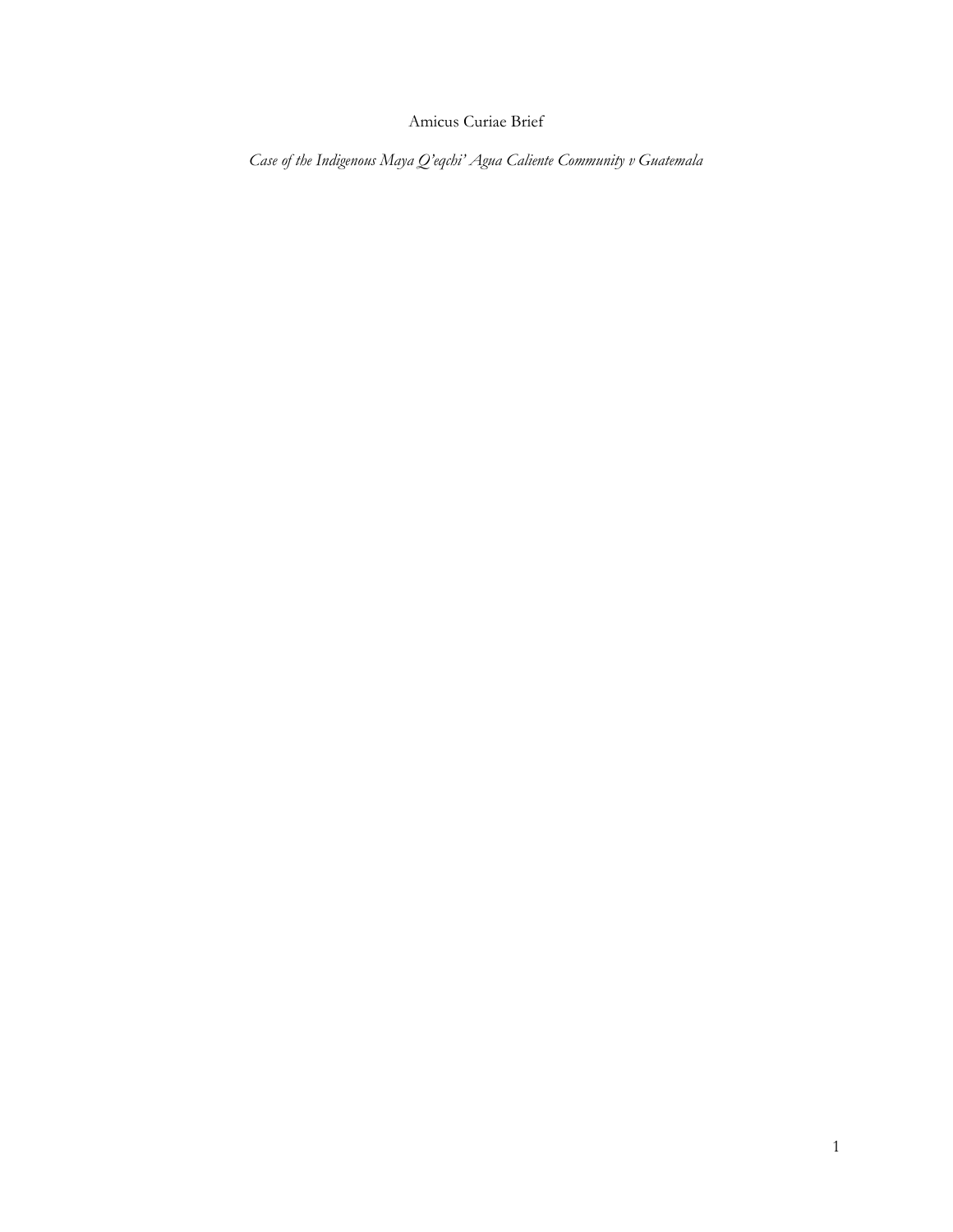Amicus Curiae Brief

*Case of the Indigenous Maya Q'eqchi' Agua Caliente Community v Guatemala*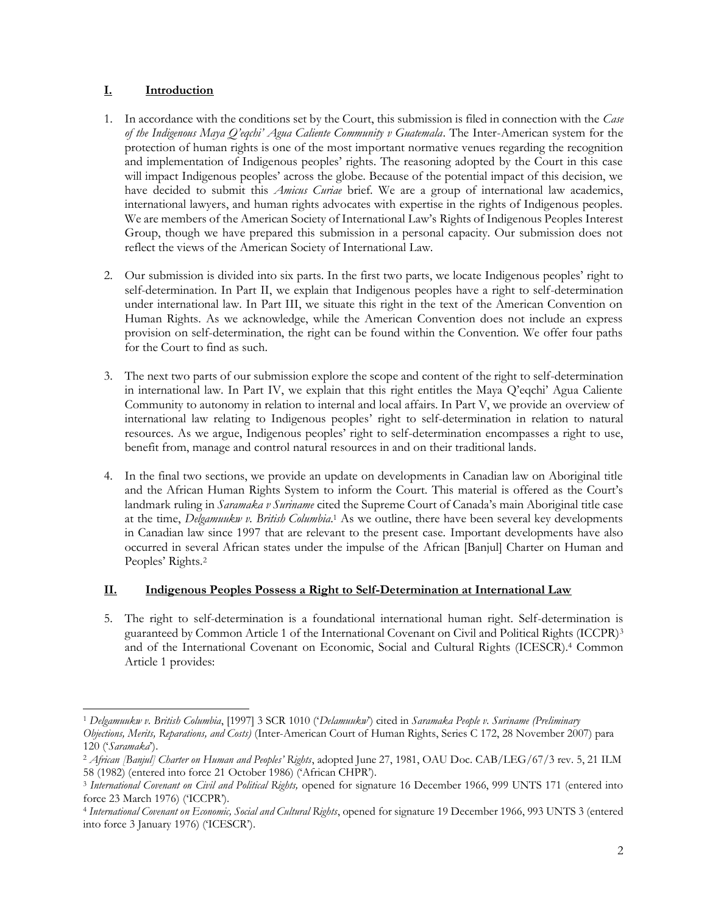## I. Introduction

1. In accordance with the conditions set by the Court, this submission is filed in connection with the *Case of the Indigenous Maya Q'eqchi' Agua Caliente Community v Guatemala*. The Inter-American system for the protection of human rights is one of the most important normative venues regarding the recognition and implementation of Indigenous peoples' rights. The reasoning adopted by the Court in this case will impact Indigenous peoples' across the globe. Because of the potential impact of this decision, we have decided to submit this *Amicus Curiae* brief. We are a group of international law academics, international lawyers, and human rights advocates with expertise in the rights of Indigenous peoples. We are members of the American Society of International Law's Rights of Indigenous Peoples Interest Group, though we have prepared this submission in a personal capacity. Our submission does not reflect the views of the American Society of International Law.

2. Our submission is divided into six parts. In the first two parts, we locate Indigenous peoples' right to self-determination. In Part II, we explain that Indigenous peoples have a right to self-determination under international law. In Part III, we situate this right in the text of the American Convention on Human Rights. As we acknowledge, while the American Convention does not include an express provision on self-determination, the right can be found within the Convention. We offer four paths for the Court to find as such.

3. The next two parts of our submission explore the scope and content of the right to self-determination in international law. In Part IV, we explain that this right entitles the Maya Q'eqchi' Agua Caliente Community to autonomy in relation to internal and local affairs. In Part V, we provide an overview of international law relating to Indigenous peoples' right to self-determination in relation to natural resources. As we argue, Indigenous peoples' right to self-determination encompasses a right to use, benefit from, manage and control natural resources in and on their traditional lands.

4. In the final two sections, we provide an update on developments in Canadian law on Aboriginal title and the African Human Rights System to inform the Court. This material is offered as the Court's landmark ruling in *Saramaka v Suriname* cited the Supreme Court of Canada's main Aboriginal title case at the time, *Delgamuukw v. British Columbia*.[1] As we outline, there have been several key developments in Canadian law since 1997 that are relevant to the present case. Important developments have also occurred in several African states under the impulse of the African [Banjul] Charter on Human and Peoples' Rights.[2]

## II. Indigenous Peoples Possess a Right to Self-Determination at International Law

5. The right to self-determination is a foundational international human right. Self-determination is guaranteed by Common Article 1 of the International Covenant on Civil and Political Rights (ICCPR)[3] and of the International Covenant on Economic, Social and Cultural Rights (ICESCR).[4] Common Article 1 provides:

---

[1] *Delgamuukw v. British Columbia*, [1997] 3 SCR 1010 ('*Delamuukw*') cited in *Saramaka People v. Suriname (Preliminary Objections, Merits, Reparations, and Costs)* (Inter-American Court of Human Rights, Series C 172, 28 November 2007) para 120 ('*Saramaka*').

[2] *African [Banjul] Charter on Human and Peoples' Rights*, adopted June 27, 1981, OAU Doc. CAB/LEG/67/3 rev. 5, 21 ILM 58 (1982) (entered into force 21 October 1986) ('African CHPR').

[3] *International Covenant on Civil and Political Rights,* opened for signature 16 December 1966, 999 UNTS 171 (entered into force 23 March 1976) ('ICCPR').

[4] *International Covenant on Economic, Social and Cultural Rights*, opened for signature 19 December 1966, 993 UNTS 3 (entered into force 3 January 1976) ('ICESCR').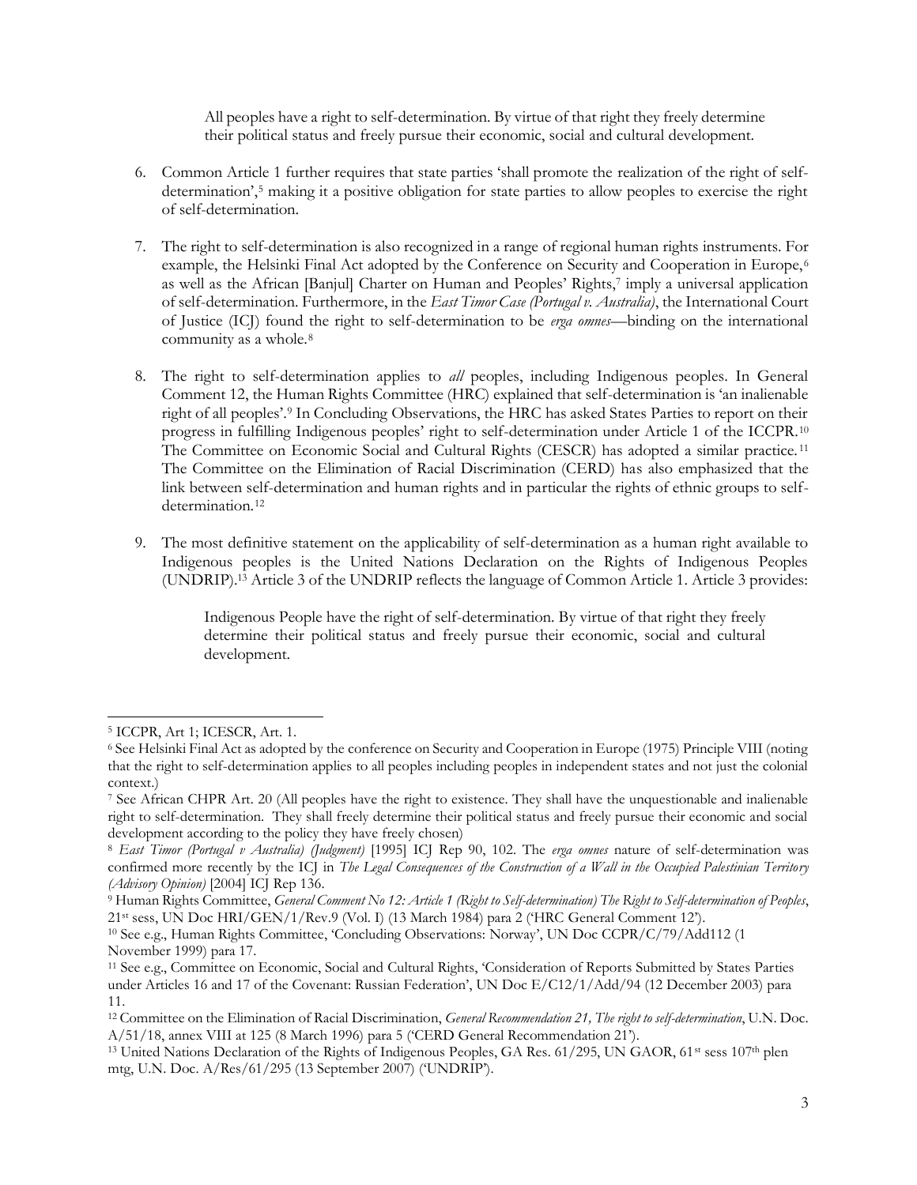> All peoples have a right to self-determination. By virtue of that right they freely determine their political status and freely pursue their economic, social and cultural development.

6. Common Article 1 further requires that state parties 'shall promote the realization of the right of self-determination',[5] making it a positive obligation for state parties to allow peoples to exercise the right of self-determination.

7. The right to self-determination is also recognized in a range of regional human rights instruments. For example, the Helsinki Final Act adopted by the Conference on Security and Cooperation in Europe,[6] as well as the African [Banjul] Charter on Human and Peoples' Rights,[7] imply a universal application of self-determination. Furthermore, in the *East Timor Case (Portugal v. Australia)*, the International Court of Justice (ICJ) found the right to self-determination to be *erga omnes*—binding on the international community as a whole.[8]

8. The right to self-determination applies to *all* peoples, including Indigenous peoples. In General Comment 12, the Human Rights Committee (HRC) explained that self-determination is 'an inalienable right of all peoples'.[9] In Concluding Observations, the HRC has asked States Parties to report on their progress in fulfilling Indigenous peoples' right to self-determination under Article 1 of the ICCPR.[10] The Committee on Economic Social and Cultural Rights (CESCR) has adopted a similar practice.[11] The Committee on the Elimination of Racial Discrimination (CERD) has also emphasized that the link between self-determination and human rights and in particular the rights of ethnic groups to self-determination.[12]

9. The most definitive statement on the applicability of self-determination as a human right available to Indigenous peoples is the United Nations Declaration on the Rights of Indigenous Peoples (UNDRIP).[13] Article 3 of the UNDRIP reflects the language of Common Article 1. Article 3 provides:

> Indigenous People have the right of self-determination. By virtue of that right they freely determine their political status and freely pursue their economic, social and cultural development.

---

[5] ICCPR, Art 1; ICESCR, Art. 1.

[6] See Helsinki Final Act as adopted by the conference on Security and Cooperation in Europe (1975) Principle VIII (noting that the right to self-determination applies to all peoples including peoples in independent states and not just the colonial context.)

[7] See African CHPR Art. 20 (All peoples have the right to existence. They shall have the unquestionable and inalienable right to self-determination. They shall freely determine their political status and freely pursue their economic and social development according to the policy they have freely chosen)

[8] *East Timor (Portugal v Australia) (Judgment)* [1995] ICJ Rep 90, 102. The *erga omnes* nature of self-determination was confirmed more recently by the ICJ in *The Legal Consequences of the Construction of a Wall in the Occupied Palestinian Territory (Advisory Opinion)* [2004] ICJ Rep 136.

[9] Human Rights Committee, *General Comment No 12: Article 1 (Right to Self-determination) The Right to Self-determination of Peoples*, 21st sess, UN Doc HRI/GEN/1/Rev.9 (Vol. I) (13 March 1984) para 2 ('HRC General Comment 12').

[10] See e.g., Human Rights Committee, 'Concluding Observations: Norway', UN Doc CCPR/C/79/Add112 (1 November 1999) para 17.

[11] See e.g., Committee on Economic, Social and Cultural Rights, 'Consideration of Reports Submitted by States Parties under Articles 16 and 17 of the Covenant: Russian Federation', UN Doc E/C12/1/Add/94 (12 December 2003) para 11.

[12] Committee on the Elimination of Racial Discrimination, *General Recommendation 21, The right to self-determination*, U.N. Doc. A/51/18, annex VIII at 125 (8 March 1996) para 5 ('CERD General Recommendation 21').

[13] United Nations Declaration of the Rights of Indigenous Peoples, GA Res. 61/295, UN GAOR, 61st sess 107th plen mtg, U.N. Doc. A/Res/61/295 (13 September 2007) ('UNDRIP').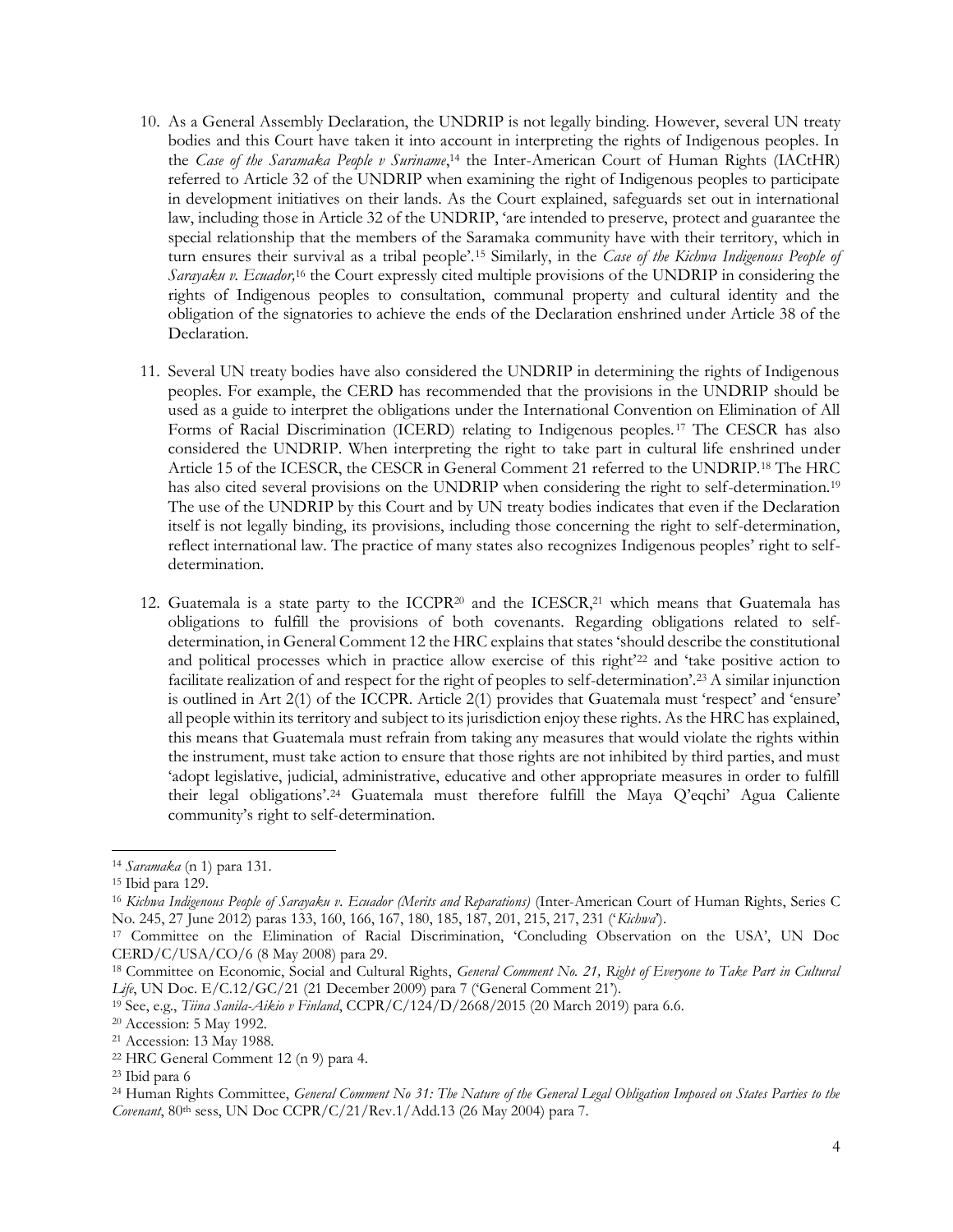10. As a General Assembly Declaration, the UNDRIP is not legally binding. However, several UN treaty bodies and this Court have taken it into account in interpreting the rights of Indigenous peoples. In the *Case of the Saramaka People v Suriname*,[14] the Inter-American Court of Human Rights (IACtHR) referred to Article 32 of the UNDRIP when examining the right of Indigenous peoples to participate in development initiatives on their lands. As the Court explained, safeguards set out in international law, including those in Article 32 of the UNDRIP, 'are intended to preserve, protect and guarantee the special relationship that the members of the Saramaka community have with their territory, which in turn ensures their survival as a tribal people'.[15] Similarly, in the *Case of the Kichwa Indigenous People of Sarayaku v. Ecuador,*[16] the Court expressly cited multiple provisions of the UNDRIP in considering the rights of Indigenous peoples to consultation, communal property and cultural identity and the obligation of the signatories to achieve the ends of the Declaration enshrined under Article 38 of the Declaration.

11. Several UN treaty bodies have also considered the UNDRIP in determining the rights of Indigenous peoples. For example, the CERD has recommended that the provisions in the UNDRIP should be used as a guide to interpret the obligations under the International Convention on Elimination of All Forms of Racial Discrimination (ICERD) relating to Indigenous peoples.[17] The CESCR has also considered the UNDRIP. When interpreting the right to take part in cultural life enshrined under Article 15 of the ICESCR, the CESCR in General Comment 21 referred to the UNDRIP.[18] The HRC has also cited several provisions on the UNDRIP when considering the right to self-determination.[19] The use of the UNDRIP by this Court and by UN treaty bodies indicates that even if the Declaration itself is not legally binding, its provisions, including those concerning the right to self-determination, reflect international law. The practice of many states also recognizes Indigenous peoples' right to self-determination.

12. Guatemala is a state party to the ICCPR[20] and the ICESCR,[21] which means that Guatemala has obligations to fulfill the provisions of both covenants. Regarding obligations related to self-determination, in General Comment 12 the HRC explains that states 'should describe the constitutional and political processes which in practice allow exercise of this right'[22] and 'take positive action to facilitate realization of and respect for the right of peoples to self-determination'.[23] A similar injunction is outlined in Art 2(1) of the ICCPR. Article 2(1) provides that Guatemala must 'respect' and 'ensure' all people within its territory and subject to its jurisdiction enjoy these rights. As the HRC has explained, this means that Guatemala must refrain from taking any measures that would violate the rights within the instrument, must take action to ensure that those rights are not inhibited by third parties, and must 'adopt legislative, judicial, administrative, educative and other appropriate measures in order to fulfill their legal obligations'.[24] Guatemala must therefore fulfill the Maya Q'eqchi' Agua Caliente community's right to self-determination.

---

[14] *Saramaka* (n 1) para 131.

[15] Ibid para 129.

[16] *Kichwa Indigenous People of Sarayaku v. Ecuador (Merits and Reparations)* (Inter-American Court of Human Rights, Series C No. 245, 27 June 2012) paras 133, 160, 166, 167, 180, 185, 187, 201, 215, 217, 231 ('*Kichwa*').

[17] Committee on the Elimination of Racial Discrimination, 'Concluding Observation on the USA', UN Doc CERD/C/USA/CO/6 (8 May 2008) para 29.

[18] Committee on Economic, Social and Cultural Rights, *General Comment No. 21, Right of Everyone to Take Part in Cultural Life*, UN Doc. E/C.12/GC/21 (21 December 2009) para 7 ('General Comment 21').

[19] See, e.g., *Tiina Sanila-Aikio v Finland*, CCPR/C/124/D/2668/2015 (20 March 2019) para 6.6.

[20] Accession: 5 May 1992.

[21] Accession: 13 May 1988.

[22] HRC General Comment 12 (n 9) para 4.

[23] Ibid para 6

[24] Human Rights Committee, *General Comment No 31: The Nature of the General Legal Obligation Imposed on States Parties to the Covenant*, 80th sess, UN Doc CCPR/C/21/Rev.1/Add.13 (26 May 2004) para 7.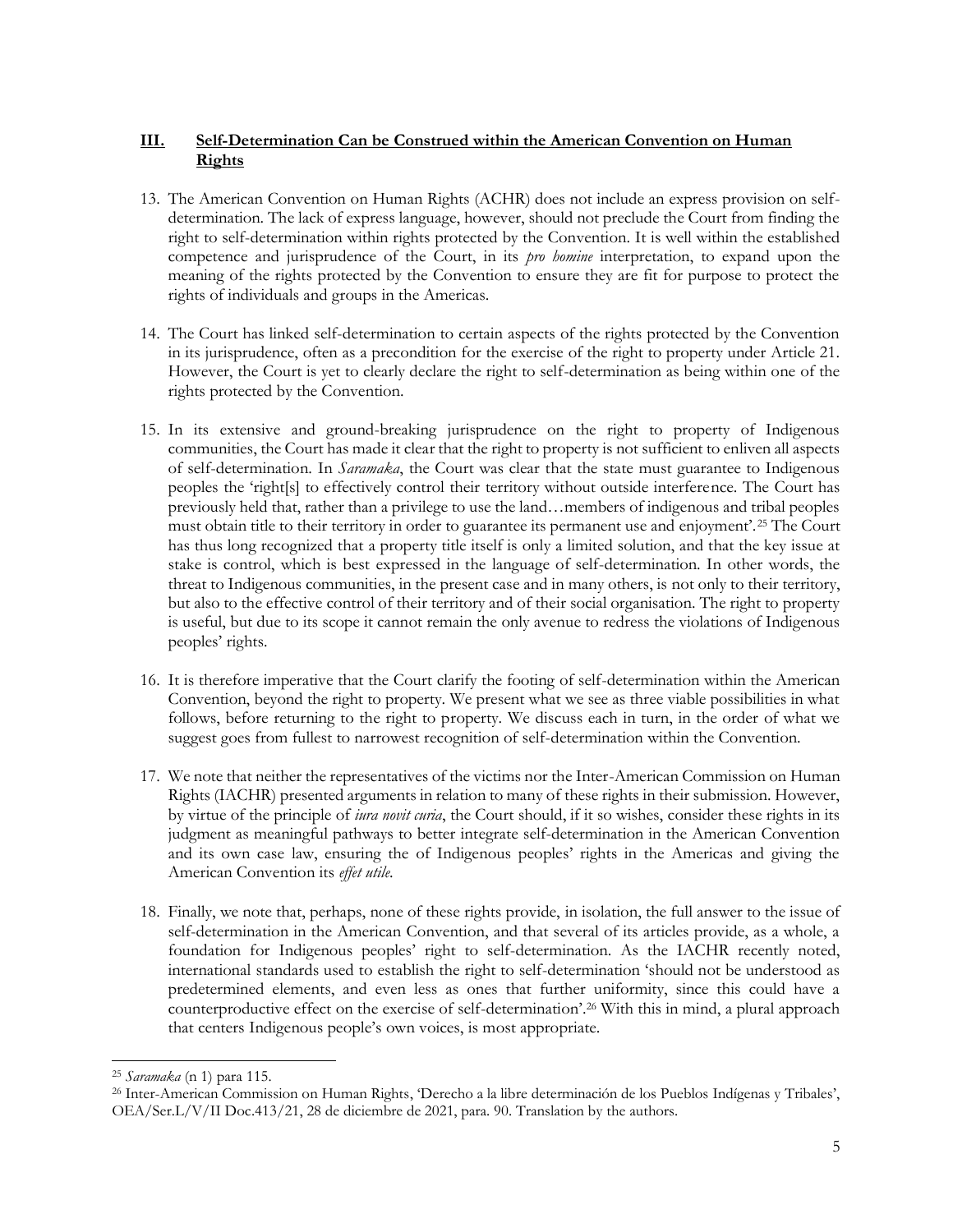## III. Self-Determination Can be Construed within the American Convention on Human Rights

13. The American Convention on Human Rights (ACHR) does not include an express provision on self-determination. The lack of express language, however, should not preclude the Court from finding the right to self-determination within rights protected by the Convention. It is well within the established competence and jurisprudence of the Court, in its *pro homine* interpretation, to expand upon the meaning of the rights protected by the Convention to ensure they are fit for purpose to protect the rights of individuals and groups in the Americas.

14. The Court has linked self-determination to certain aspects of the rights protected by the Convention in its jurisprudence, often as a precondition for the exercise of the right to property under Article 21. However, the Court is yet to clearly declare the right to self-determination as being within one of the rights protected by the Convention.

15. In its extensive and ground-breaking jurisprudence on the right to property of Indigenous communities, the Court has made it clear that the right to property is not sufficient to enliven all aspects of self-determination. In *Saramaka*, the Court was clear that the state must guarantee to Indigenous peoples the 'right[s] to effectively control their territory without outside interference. The Court has previously held that, rather than a privilege to use the land…members of indigenous and tribal peoples must obtain title to their territory in order to guarantee its permanent use and enjoyment'.[25] The Court has thus long recognized that a property title itself is only a limited solution, and that the key issue at stake is control, which is best expressed in the language of self-determination. In other words, the threat to Indigenous communities, in the present case and in many others, is not only to their territory, but also to the effective control of their territory and of their social organisation. The right to property is useful, but due to its scope it cannot remain the only avenue to redress the violations of Indigenous peoples' rights.

16. It is therefore imperative that the Court clarify the footing of self-determination within the American Convention, beyond the right to property. We present what we see as three viable possibilities in what follows, before returning to the right to property. We discuss each in turn, in the order of what we suggest goes from fullest to narrowest recognition of self-determination within the Convention.

17. We note that neither the representatives of the victims nor the Inter-American Commission on Human Rights (IACHR) presented arguments in relation to many of these rights in their submission. However, by virtue of the principle of *iura novit curia*, the Court should, if it so wishes, consider these rights in its judgment as meaningful pathways to better integrate self-determination in the American Convention and its own case law, ensuring the of Indigenous peoples' rights in the Americas and giving the American Convention its *effet utile*.

18. Finally, we note that, perhaps, none of these rights provide, in isolation, the full answer to the issue of self-determination in the American Convention, and that several of its articles provide, as a whole, a foundation for Indigenous peoples' right to self-determination. As the IACHR recently noted, international standards used to establish the right to self-determination 'should not be understood as predetermined elements, and even less as ones that further uniformity, since this could have a counterproductive effect on the exercise of self-determination'.[26] With this in mind, a plural approach that centers Indigenous people's own voices, is most appropriate.

---

[25] *Saramaka* (n 1) para 115.

[26] Inter-American Commission on Human Rights, 'Derecho a la libre determinación de los Pueblos Indígenas y Tribales', OEA/Ser.L/V/II Doc.413/21, 28 de diciembre de 2021, para. 90. Translation by the authors.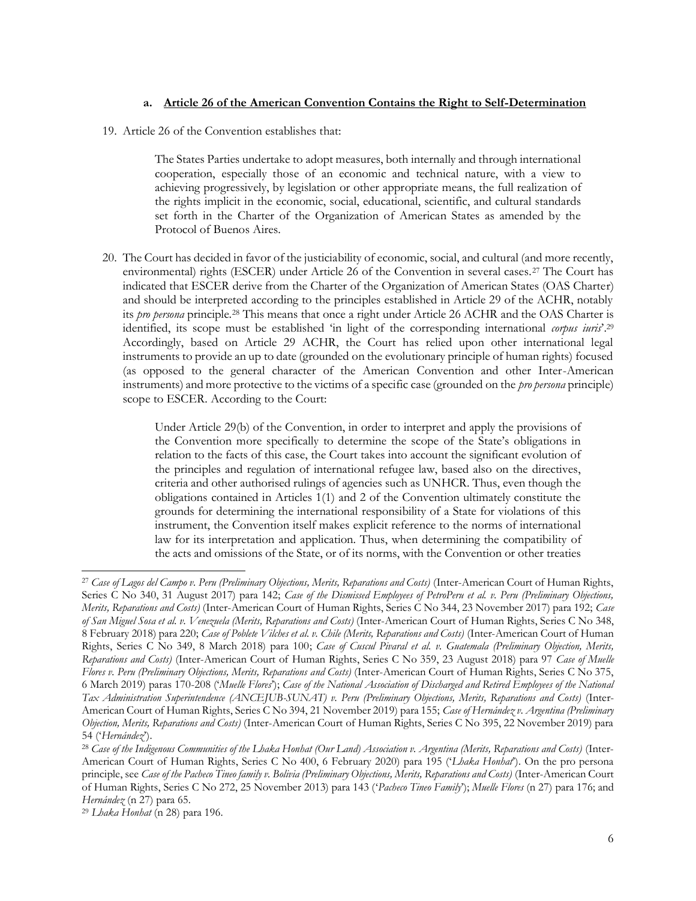### a. **Article 26 of the American Convention Contains the Right to Self-Determination**

19. Article 26 of the Convention establishes that:

> The States Parties undertake to adopt measures, both internally and through international cooperation, especially those of an economic and technical nature, with a view to achieving progressively, by legislation or other appropriate means, the full realization of the rights implicit in the economic, social, educational, scientific, and cultural standards set forth in the Charter of the Organization of American States as amended by the Protocol of Buenos Aires.

20. The Court has decided in favor of the justiciability of economic, social, and cultural (and more recently, environmental) rights (ESCER) under Article 26 of the Convention in several cases.[27] The Court has indicated that ESCER derive from the Charter of the Organization of American States (OAS Charter) and should be interpreted according to the principles established in Article 29 of the ACHR, notably its *pro persona* principle.[28] This means that once a right under Article 26 ACHR and the OAS Charter is identified, its scope must be established 'in light of the corresponding international *corpus iuris*'.[29] Accordingly, based on Article 29 ACHR, the Court has relied upon other international legal instruments to provide an up to date (grounded on the evolutionary principle of human rights) focused (as opposed to the general character of the American Convention and other Inter-American instruments) and more protective to the victims of a specific case (grounded on the *pro persona* principle) scope to ESCER. According to the Court:

> Under Article 29(b) of the Convention, in order to interpret and apply the provisions of the Convention more specifically to determine the scope of the State's obligations in relation to the facts of this case, the Court takes into account the significant evolution of the principles and regulation of international refugee law, based also on the directives, criteria and other authorised rulings of agencies such as UNHCR. Thus, even though the obligations contained in Articles 1(1) and 2 of the Convention ultimately constitute the grounds for determining the international responsibility of a State for violations of this instrument, the Convention itself makes explicit reference to the norms of international law for its interpretation and application. Thus, when determining the compatibility of the acts and omissions of the State, or of its norms, with the Convention or other treaties

---

[27] *Case of Lagos del Campo v. Peru (Preliminary Objections, Merits, Reparations and Costs)* (Inter-American Court of Human Rights, Series C No 340, 31 August 2017) para 142; *Case of the Dismissed Employees of PetroPeru et al. v. Peru (Preliminary Objections, Merits, Reparations and Costs)* (Inter-American Court of Human Rights, Series C No 344, 23 November 2017) para 192; *Case of San Miguel Sosa et al. v. Venezuela (Merits, Reparations and Costs)* (Inter-American Court of Human Rights, Series C No 348, 8 February 2018) para 220; *Case of Poblete Vilches et al. v. Chile (Merits, Reparations and Costs)* (Inter-American Court of Human Rights, Series C No 349, 8 March 2018) para 100; *Case of Cuscul Pivaral et al. v. Guatemala (Preliminary Objection, Merits, Reparations and Costs)* (Inter-American Court of Human Rights, Series C No 359, 23 August 2018) para 97 *Case of Muelle Flores v. Peru (Preliminary Objections, Merits, Reparations and Costs)* (Inter-American Court of Human Rights, Series C No 375, 6 March 2019) paras 170-208 ('*Muelle Flores*'); *Case of the National Association of Discharged and Retired Employees of the National Tax Administration Superintendence (ANCEJUB-SUNAT) v. Peru (Preliminary Objections, Merits, Reparations and Costs)* (Inter-American Court of Human Rights, Series C No 394, 21 November 2019) para 155; *Case of Hernández v. Argentina (Preliminary Objection, Merits, Reparations and Costs)* (Inter-American Court of Human Rights, Series C No 395, 22 November 2019) para 54 ('*Hernández*').

[28] *Case of the Indigenous Communities of the Lhaka Honhat (Our Land) Association v. Argentina (Merits, Reparations and Costs)* (Inter-American Court of Human Rights, Series C No 400, 6 February 2020) para 195 ('*Lhaka Honhat*'). On the pro persona principle, see *Case of the Pacheco Tineo family v. Bolivia (Preliminary Objections, Merits, Reparations and Costs)* (Inter-American Court of Human Rights, Series C No 272, 25 November 2013) para 143 ('*Pacheco Tineo Family*'); *Muelle Flores* (n 27) para 176; and *Hernández* (n 27) para 65.

[29] *Lhaka Honhat* (n 28) para 196.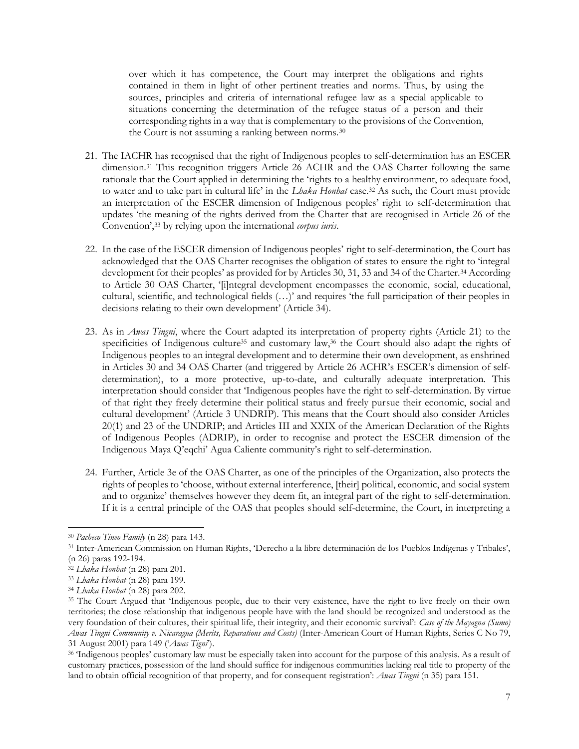> over which it has competence, the Court may interpret the obligations and rights contained in them in light of other pertinent treaties and norms. Thus, by using the sources, principles and criteria of international refugee law as a special applicable to situations concerning the determination of the refugee status of a person and their corresponding rights in a way that is complementary to the provisions of the Convention, the Court is not assuming a ranking between norms.[30]

21. The IACHR has recognised that the right of Indigenous peoples to self-determination has an ESCER dimension.[31] This recognition triggers Article 26 ACHR and the OAS Charter following the same rationale that the Court applied in determining the 'rights to a healthy environment, to adequate food, to water and to take part in cultural life' in the *Lhaka Honhat* case.[32] As such, the Court must provide an interpretation of the ESCER dimension of Indigenous peoples' right to self-determination that updates 'the meaning of the rights derived from the Charter that are recognised in Article 26 of the Convention',[33] by relying upon the international *corpus iuris*.

22. In the case of the ESCER dimension of Indigenous peoples' right to self-determination, the Court has acknowledged that the OAS Charter recognises the obligation of states to ensure the right to 'integral development for their peoples' as provided for by Articles 30, 31, 33 and 34 of the Charter.[34] According to Article 30 OAS Charter, '[i]ntegral development encompasses the economic, social, educational, cultural, scientific, and technological fields (…)' and requires 'the full participation of their peoples in decisions relating to their own development' (Article 34).

23. As in *Awas Tingni*, where the Court adapted its interpretation of property rights (Article 21) to the specificities of Indigenous culture[35] and customary law,[36] the Court should also adapt the rights of Indigenous peoples to an integral development and to determine their own development, as enshrined in Articles 30 and 34 OAS Charter (and triggered by Article 26 ACHR's ESCER's dimension of self-determination), to a more protective, up-to-date, and culturally adequate interpretation. This interpretation should consider that 'Indigenous peoples have the right to self-determination. By virtue of that right they freely determine their political status and freely pursue their economic, social and cultural development' (Article 3 UNDRIP). This means that the Court should also consider Articles 20(1) and 23 of the UNDRIP; and Articles III and XXIX of the American Declaration of the Rights of Indigenous Peoples (ADRIP), in order to recognise and protect the ESCER dimension of the Indigenous Maya Q'eqchi' Agua Caliente community's right to self-determination.

24. Further, Article 3e of the OAS Charter, as one of the principles of the Organization, also protects the rights of peoples to 'choose, without external interference, [their] political, economic, and social system and to organize' themselves however they deem fit, an integral part of the right to self-determination. If it is a central principle of the OAS that peoples should self-determine, the Court, in interpreting a

---

[30] *Pacheco Tineo Family* (n 28) para 143.

[31] Inter-American Commission on Human Rights, 'Derecho a la libre determinación de los Pueblos Indígenas y Tribales', (n 26) paras 192-194.

[32] *Lhaka Honhat* (n 28) para 201.

[33] *Lhaka Honhat* (n 28) para 199.

[34] *Lhaka Honhat* (n 28) para 202.

[35] The Court Argued that 'Indigenous people, due to their very existence, have the right to live freely on their own territories; the close relationship that indigenous people have with the land should be recognized and understood as the very foundation of their cultures, their spiritual life, their integrity, and their economic survival': *Case of the Mayagna (Sumo) Awas Tingni Community v. Nicaragua (Merits, Reparations and Costs)* (Inter-American Court of Human Rights, Series C No 79, 31 August 2001) para 149 ('*Awas Tigni*').

[36] 'Indigenous peoples' customary law must be especially taken into account for the purpose of this analysis. As a result of customary practices, possession of the land should suffice for indigenous communities lacking real title to property of the land to obtain official recognition of that property, and for consequent registration': *Awas Tingni* (n 35) para 151.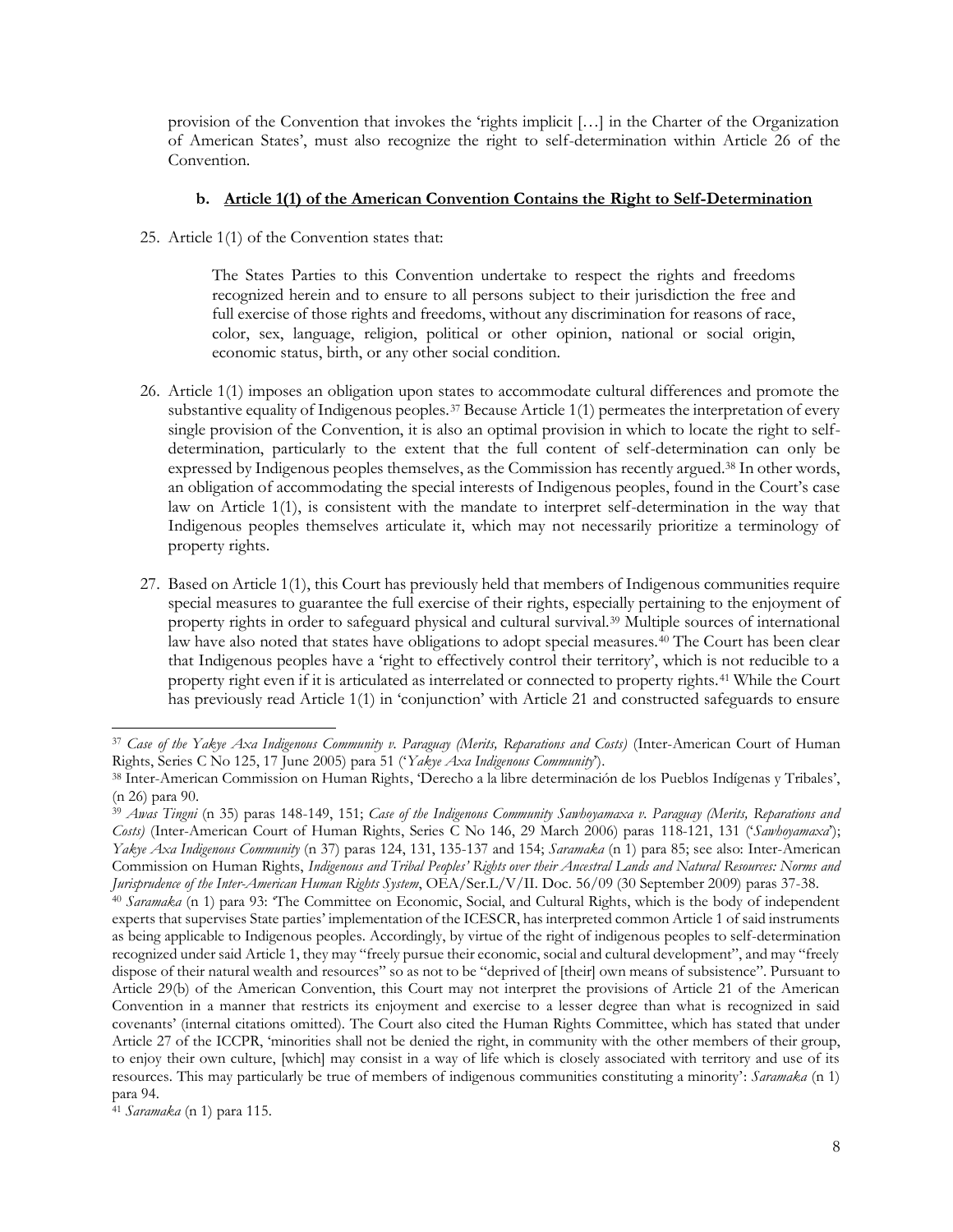provision of the Convention that invokes the 'rights implicit […] in the Charter of the Organization of American States', must also recognize the right to self-determination within Article 26 of the Convention.

### b. Article 1(1) of the American Convention Contains the Right to Self-Determination

25. Article 1(1) of the Convention states that:

> The States Parties to this Convention undertake to respect the rights and freedoms recognized herein and to ensure to all persons subject to their jurisdiction the free and full exercise of those rights and freedoms, without any discrimination for reasons of race, color, sex, language, religion, political or other opinion, national or social origin, economic status, birth, or any other social condition.

26. Article 1(1) imposes an obligation upon states to accommodate cultural differences and promote the substantive equality of Indigenous peoples.[37] Because Article 1(1) permeates the interpretation of every single provision of the Convention, it is also an optimal provision in which to locate the right to self-determination, particularly to the extent that the full content of self-determination can only be expressed by Indigenous peoples themselves, as the Commission has recently argued.[38] In other words, an obligation of accommodating the special interests of Indigenous peoples, found in the Court's case law on Article 1(1), is consistent with the mandate to interpret self-determination in the way that Indigenous peoples themselves articulate it, which may not necessarily prioritize a terminology of property rights.

27. Based on Article 1(1), this Court has previously held that members of Indigenous communities require special measures to guarantee the full exercise of their rights, especially pertaining to the enjoyment of property rights in order to safeguard physical and cultural survival.[39] Multiple sources of international law have also noted that states have obligations to adopt special measures.[40] The Court has been clear that Indigenous peoples have a 'right to effectively control their territory', which is not reducible to a property right even if it is articulated as interrelated or connected to property rights.[41] While the Court has previously read Article 1(1) in 'conjunction' with Article 21 and constructed safeguards to ensure

---

[37] *Case of the Yakye Axa Indigenous Community v. Paraguay (Merits, Reparations and Costs)* (Inter-American Court of Human Rights, Series C No 125, 17 June 2005) para 51 ('*Yakye Axa Indigenous Community*').

[38] Inter-American Commission on Human Rights, 'Derecho a la libre determinación de los Pueblos Indígenas y Tribales', (n 26) para 90.

[39] *Awas Tingni* (n 35) paras 148-149, 151; *Case of the Indigenous Community Sawhoyamaxa v. Paraguay (Merits, Reparations and Costs)* (Inter-American Court of Human Rights, Series C No 146, 29 March 2006) paras 118-121, 131 ('*Sawhoyamaxa*'); *Yakye Axa Indigenous Community* (n 37) paras 124, 131, 135-137 and 154; *Saramaka* (n 1) para 85; see also: Inter-American Commission on Human Rights, *Indigenous and Tribal Peoples' Rights over their Ancestral Lands and Natural Resources: Norms and Jurisprudence of the Inter-American Human Rights System*, OEA/Ser.L/V/II. Doc. 56/09 (30 September 2009) paras 37-38.

[40] *Saramaka* (n 1) para 93: 'The Committee on Economic, Social, and Cultural Rights, which is the body of independent experts that supervises State parties' implementation of the ICESCR, has interpreted common Article 1 of said instruments as being applicable to Indigenous peoples. Accordingly, by virtue of the right of indigenous peoples to self-determination recognized under said Article 1, they may "freely pursue their economic, social and cultural development", and may "freely dispose of their natural wealth and resources" so as not to be "deprived of [their] own means of subsistence". Pursuant to Article 29(b) of the American Convention, this Court may not interpret the provisions of Article 21 of the American Convention in a manner that restricts its enjoyment and exercise to a lesser degree than what is recognized in said covenants' (internal citations omitted). The Court also cited the Human Rights Committee, which has stated that under Article 27 of the ICCPR, 'minorities shall not be denied the right, in community with the other members of their group, to enjoy their own culture, [which] may consist in a way of life which is closely associated with territory and use of its resources. This may particularly be true of members of indigenous communities constituting a minority': *Saramaka* (n 1) para 94.

[41] *Saramaka* (n 1) para 115.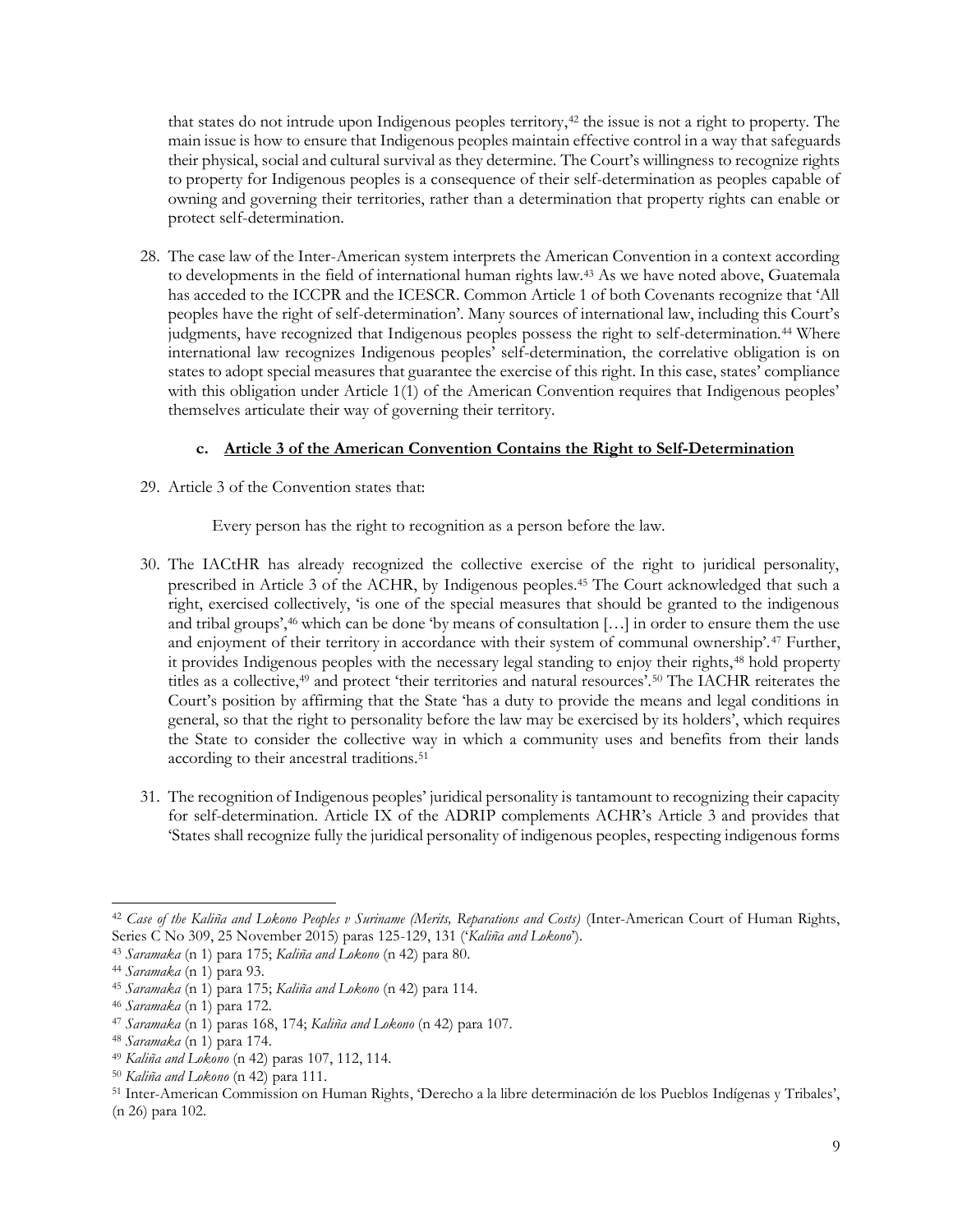that states do not intrude upon Indigenous peoples territory,[42] the issue is not a right to property. The main issue is how to ensure that Indigenous peoples maintain effective control in a way that safeguards their physical, social and cultural survival as they determine. The Court's willingness to recognize rights to property for Indigenous peoples is a consequence of their self-determination as peoples capable of owning and governing their territories, rather than a determination that property rights can enable or protect self-determination.

28. The case law of the Inter-American system interprets the American Convention in a context according to developments in the field of international human rights law.[43] As we have noted above, Guatemala has acceded to the ICCPR and the ICESCR. Common Article 1 of both Covenants recognize that 'All peoples have the right of self-determination'. Many sources of international law, including this Court's judgments, have recognized that Indigenous peoples possess the right to self-determination.[44] Where international law recognizes Indigenous peoples' self-determination, the correlative obligation is on states to adopt special measures that guarantee the exercise of this right. In this case, states' compliance with this obligation under Article 1(1) of the American Convention requires that Indigenous peoples' themselves articulate their way of governing their territory.

### c. **Article 3 of the American Convention Contains the Right to Self-Determination**

29. Article 3 of the Convention states that:

> Every person has the right to recognition as a person before the law.

30. The IACtHR has already recognized the collective exercise of the right to juridical personality, prescribed in Article 3 of the ACHR, by Indigenous peoples.[45] The Court acknowledged that such a right, exercised collectively, 'is one of the special measures that should be granted to the indigenous and tribal groups',[46] which can be done 'by means of consultation […] in order to ensure them the use and enjoyment of their territory in accordance with their system of communal ownership'.[47] Further, it provides Indigenous peoples with the necessary legal standing to enjoy their rights,[48] hold property titles as a collective,[49] and protect 'their territories and natural resources'.[50] The IACHR reiterates the Court's position by affirming that the State 'has a duty to provide the means and legal conditions in general, so that the right to personality before the law may be exercised by its holders', which requires the State to consider the collective way in which a community uses and benefits from their lands according to their ancestral traditions.[51]

31. The recognition of Indigenous peoples' juridical personality is tantamount to recognizing their capacity for self-determination. Article IX of the ADRIP complements ACHR's Article 3 and provides that 'States shall recognize fully the juridical personality of indigenous peoples, respecting indigenous forms

---

[42] *Case of the Kaliña and Lokono Peoples v Suriname (Merits, Reparations and Costs)* (Inter-American Court of Human Rights, Series C No 309, 25 November 2015) paras 125-129, 131 ('*Kaliña and Lokono*').

[43] *Saramaka* (n 1) para 175; *Kaliña and Lokono* (n 42) para 80.

[44] *Saramaka* (n 1) para 93.

[45] *Saramaka* (n 1) para 175; *Kaliña and Lokono* (n 42) para 114.

[46] *Saramaka* (n 1) para 172.

[47] *Saramaka* (n 1) paras 168, 174; *Kaliña and Lokono* (n 42) para 107.

[48] *Saramaka* (n 1) para 174.

[49] *Kaliña and Lokono* (n 42) paras 107, 112, 114.

[50] *Kaliña and Lokono* (n 42) para 111.

[51] Inter-American Commission on Human Rights, 'Derecho a la libre determinación de los Pueblos Indígenas y Tribales', (n 26) para 102.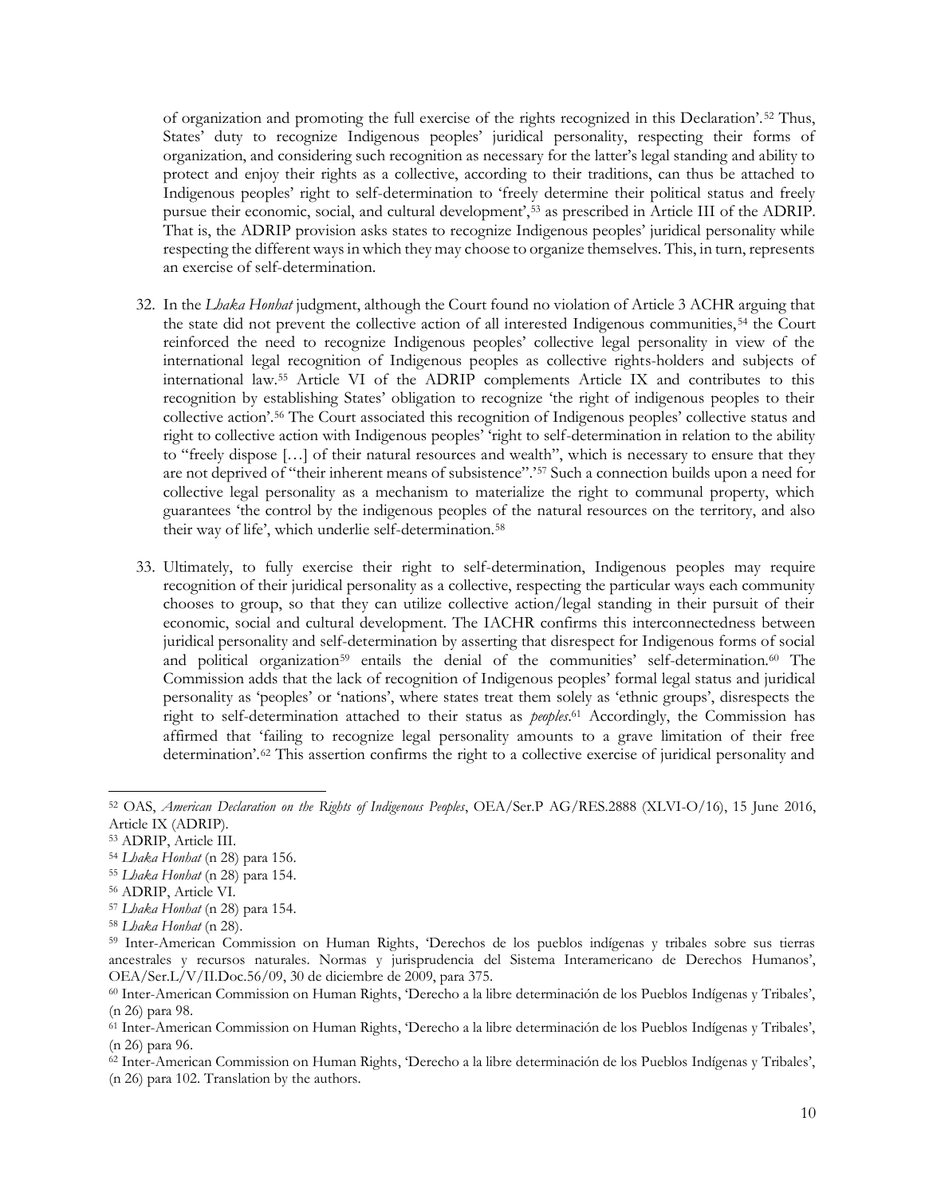of organization and promoting the full exercise of the rights recognized in this Declaration'.[52] Thus, States' duty to recognize Indigenous peoples' juridical personality, respecting their forms of organization, and considering such recognition as necessary for the latter's legal standing and ability to protect and enjoy their rights as a collective, according to their traditions, can thus be attached to Indigenous peoples' right to self-determination to 'freely determine their political status and freely pursue their economic, social, and cultural development',[53] as prescribed in Article III of the ADRIP. That is, the ADRIP provision asks states to recognize Indigenous peoples' juridical personality while respecting the different ways in which they may choose to organize themselves. This, in turn, represents an exercise of self-determination.

32. In the *Lhaka Honhat* judgment, although the Court found no violation of Article 3 ACHR arguing that the state did not prevent the collective action of all interested Indigenous communities,[54] the Court reinforced the need to recognize Indigenous peoples' collective legal personality in view of the international legal recognition of Indigenous peoples as collective rights-holders and subjects of international law.[55] Article VI of the ADRIP complements Article IX and contributes to this recognition by establishing States' obligation to recognize 'the right of indigenous peoples to their collective action'.[56] The Court associated this recognition of Indigenous peoples' collective status and right to collective action with Indigenous peoples' 'right to self-determination in relation to the ability to "freely dispose […] of their natural resources and wealth", which is necessary to ensure that they are not deprived of "their inherent means of subsistence".'[57] Such a connection builds upon a need for collective legal personality as a mechanism to materialize the right to communal property, which guarantees 'the control by the indigenous peoples of the natural resources on the territory, and also their way of life', which underlie self-determination.[58]

33. Ultimately, to fully exercise their right to self-determination, Indigenous peoples may require recognition of their juridical personality as a collective, respecting the particular ways each community chooses to group, so that they can utilize collective action/legal standing in their pursuit of their economic, social and cultural development. The IACHR confirms this interconnectedness between juridical personality and self-determination by asserting that disrespect for Indigenous forms of social and political organization[59] entails the denial of the communities' self-determination.[60] The Commission adds that the lack of recognition of Indigenous peoples' formal legal status and juridical personality as 'peoples' or 'nations', where states treat them solely as 'ethnic groups', disrespects the right to self-determination attached to their status as *peoples*.[61] Accordingly, the Commission has affirmed that 'failing to recognize legal personality amounts to a grave limitation of their free determination'.[62] This assertion confirms the right to a collective exercise of juridical personality and

---

[52] OAS, *American Declaration on the Rights of Indigenous Peoples*, OEA/Ser.P AG/RES.2888 (XLVI-O/16), 15 June 2016, Article IX (ADRIP).

[53] ADRIP, Article III.

[54] *Lhaka Honhat* (n 28) para 156.

[55] *Lhaka Honhat* (n 28) para 154.

[56] ADRIP, Article VI.

[57] *Lhaka Honhat* (n 28) para 154.

[58] *Lhaka Honhat* (n 28).

[59] Inter-American Commission on Human Rights, 'Derechos de los pueblos indígenas y tribales sobre sus tierras ancestrales y recursos naturales. Normas y jurisprudencia del Sistema Interamericano de Derechos Humanos', OEA/Ser.L/V/II.Doc.56/09, 30 de diciembre de 2009, para 375.

[60] Inter-American Commission on Human Rights, 'Derecho a la libre determinación de los Pueblos Indígenas y Tribales', (n 26) para 98.

[61] Inter-American Commission on Human Rights, 'Derecho a la libre determinación de los Pueblos Indígenas y Tribales', (n 26) para 96.

[62] Inter-American Commission on Human Rights, 'Derecho a la libre determinación de los Pueblos Indígenas y Tribales', (n 26) para 102. Translation by the authors.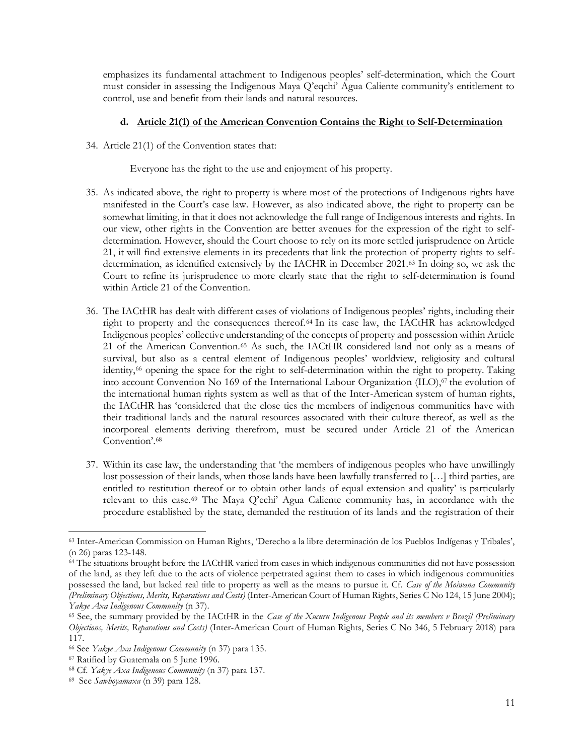emphasizes its fundamental attachment to Indigenous peoples' self-determination, which the Court must consider in assessing the Indigenous Maya Q'eqchi' Agua Caliente community's entitlement to control, use and benefit from their lands and natural resources.

#### d. **Article 21(1) of the American Convention Contains the Right to Self-Determination**

34. Article 21(1) of the Convention states that:

    Everyone has the right to the use and enjoyment of his property.

35. As indicated above, the right to property is where most of the protections of Indigenous rights have manifested in the Court's case law. However, as also indicated above, the right to property can be somewhat limiting, in that it does not acknowledge the full range of Indigenous interests and rights. In our view, other rights in the Convention are better avenues for the expression of the right to self-determination. However, should the Court choose to rely on its more settled jurisprudence on Article 21, it will find extensive elements in its precedents that link the protection of property rights to self-determination, as identified extensively by the IACHR in December 2021.[63] In doing so, we ask the Court to refine its jurisprudence to more clearly state that the right to self-determination is found within Article 21 of the Convention.

36. The IACtHR has dealt with different cases of violations of Indigenous peoples' rights, including their right to property and the consequences thereof.[64] In its case law, the IACtHR has acknowledged Indigenous peoples' collective understanding of the concepts of property and possession within Article 21 of the American Convention.[65] As such, the IACtHR considered land not only as a means of survival, but also as a central element of Indigenous peoples' worldview, religiosity and cultural identity,[66] opening the space for the right to self-determination within the right to property. Taking into account Convention No 169 of the International Labour Organization (ILO),[67] the evolution of the international human rights system as well as that of the Inter-American system of human rights, the IACtHR has 'considered that the close ties the members of indigenous communities have with their traditional lands and the natural resources associated with their culture thereof, as well as the incorporeal elements deriving therefrom, must be secured under Article 21 of the American Convention'.[68]

37. Within its case law, the understanding that 'the members of indigenous peoples who have unwillingly lost possession of their lands, when those lands have been lawfully transferred to […] third parties, are entitled to restitution thereof or to obtain other lands of equal extension and quality' is particularly relevant to this case.[69] The Maya Q'echi' Agua Caliente community has, in accordance with the procedure established by the state, demanded the restitution of its lands and the registration of their

---

[63] Inter-American Commission on Human Rights, 'Derecho a la libre determinación de los Pueblos Indígenas y Tribales', (n 26) paras 123-148.

[64] The situations brought before the IACtHR varied from cases in which indigenous communities did not have possession of the land, as they left due to the acts of violence perpetrated against them to cases in which indigenous communities possessed the land, but lacked real title to property as well as the means to pursue it. Cf. *Case of the Moiwana Community (Preliminary Objections, Merits, Reparations and Costs)* (Inter-American Court of Human Rights, Series C No 124, 15 June 2004); *Yakye Axa Indigenous Community* (n 37).

[65] See, the summary provided by the IACtHR in the *Case of the Xucuru Indigenous People and its members v Brazil (Preliminary Objections, Merits, Reparations and Costs)* (Inter-American Court of Human Rights, Series C No 346, 5 February 2018) para 117.

[66] See *Yakye Axa Indigenous Community* (n 37) para 135.

[67] Ratified by Guatemala on 5 June 1996.

[68] Cf. *Yakye Axa Indigenous Community* (n 37) para 137.

[69] See *Sawhoyamaxa* (n 39) para 128.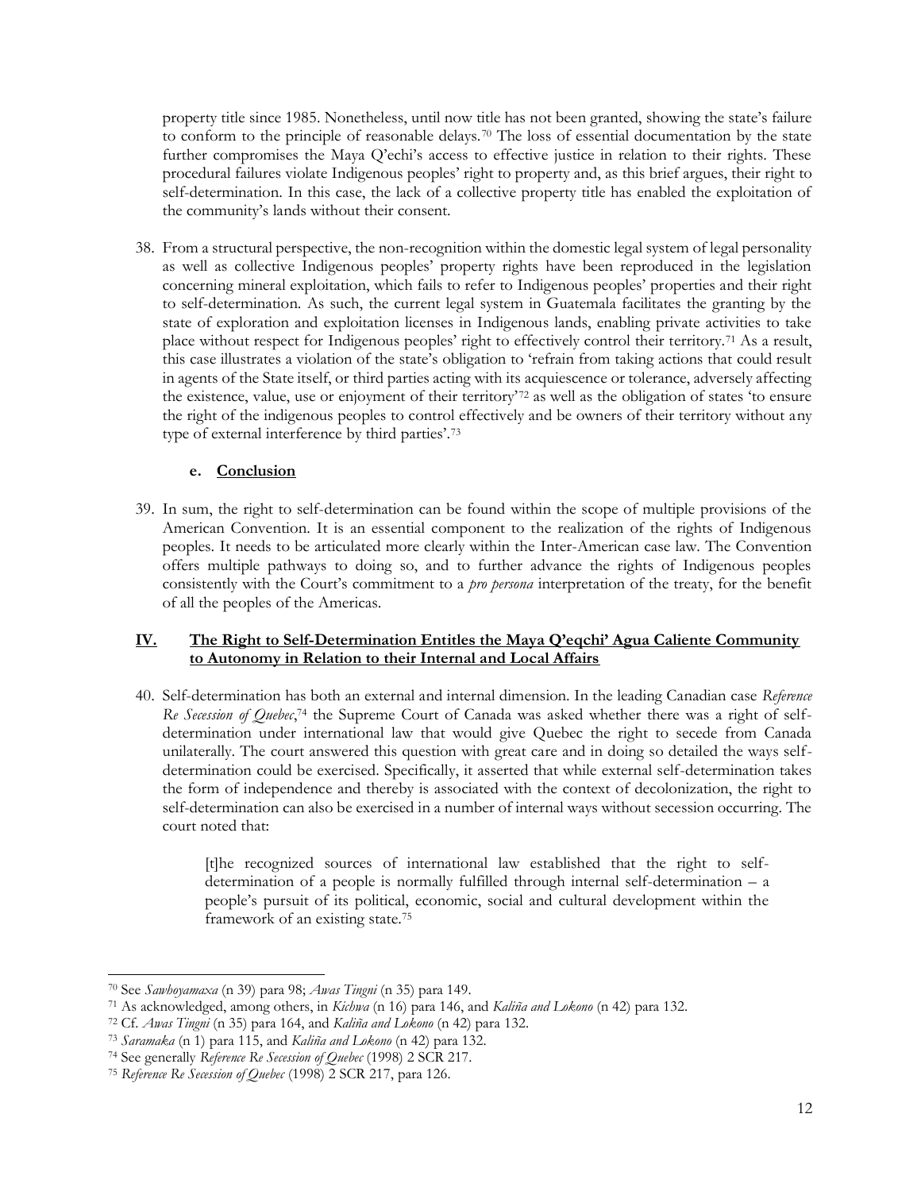property title since 1985. Nonetheless, until now title has not been granted, showing the state's failure to conform to the principle of reasonable delays.[70] The loss of essential documentation by the state further compromises the Maya Q'echi's access to effective justice in relation to their rights. These procedural failures violate Indigenous peoples' right to property and, as this brief argues, their right to self-determination. In this case, the lack of a collective property title has enabled the exploitation of the community's lands without their consent.

38. From a structural perspective, the non-recognition within the domestic legal system of legal personality as well as collective Indigenous peoples' property rights have been reproduced in the legislation concerning mineral exploitation, which fails to refer to Indigenous peoples' properties and their right to self-determination. As such, the current legal system in Guatemala facilitates the granting by the state of exploration and exploitation licenses in Indigenous lands, enabling private activities to take place without respect for Indigenous peoples' right to effectively control their territory.[71] As a result, this case illustrates a violation of the state's obligation to 'refrain from taking actions that could result in agents of the State itself, or third parties acting with its acquiescence or tolerance, adversely affecting the existence, value, use or enjoyment of their territory'[72] as well as the obligation of states 'to ensure the right of the indigenous peoples to control effectively and be owners of their territory without any type of external interference by third parties'.[73]

### e. Conclusion

39. In sum, the right to self-determination can be found within the scope of multiple provisions of the American Convention. It is an essential component to the realization of the rights of Indigenous peoples. It needs to be articulated more clearly within the Inter-American case law. The Convention offers multiple pathways to doing so, and to further advance the rights of Indigenous peoples consistently with the Court's commitment to a *pro persona* interpretation of the treaty, for the benefit of all the peoples of the Americas.

## IV. The Right to Self-Determination Entitles the Maya Q'eqchi' Agua Caliente Community to Autonomy in Relation to their Internal and Local Affairs

40. Self-determination has both an external and internal dimension. In the leading Canadian case *Reference Re Secession of Quebec*,[74] the Supreme Court of Canada was asked whether there was a right of self-determination under international law that would give Quebec the right to secede from Canada unilaterally. The court answered this question with great care and in doing so detailed the ways self-determination could be exercised. Specifically, it asserted that while external self-determination takes the form of independence and thereby is associated with the context of decolonization, the right to self-determination can also be exercised in a number of internal ways without secession occurring. The court noted that:

> [t]he recognized sources of international law established that the right to self-determination of a people is normally fulfilled through internal self-determination – a people's pursuit of its political, economic, social and cultural development within the framework of an existing state.[75]

---

[70] See *Sawhoyamaxa* (n 39) para 98; *Awas Tingni* (n 35) para 149.

[71] As acknowledged, among others, in *Kichwa* (n 16) para 146, and *Kaliña and Lokono* (n 42) para 132.

[72] Cf. *Awas Tingni* (n 35) para 164, and *Kaliña and Lokono* (n 42) para 132.

[73] *Saramaka* (n 1) para 115, and *Kaliña and Lokono* (n 42) para 132.

[74] See generally *Reference Re Secession of Quebec* (1998) 2 SCR 217.

[75] *Reference Re Secession of Quebec* (1998) 2 SCR 217, para 126.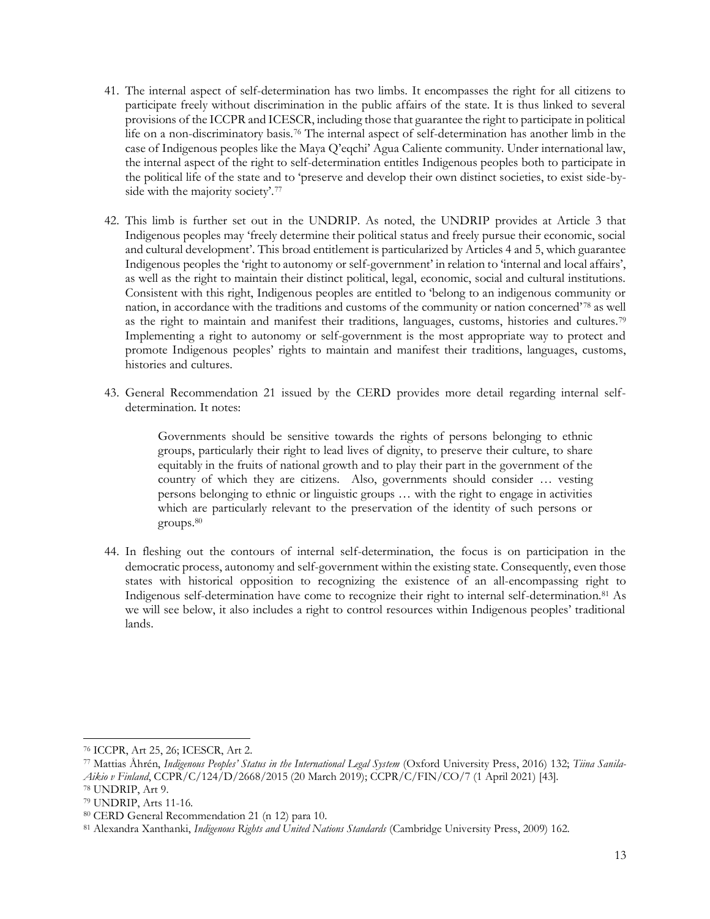41. The internal aspect of self-determination has two limbs. It encompasses the right for all citizens to participate freely without discrimination in the public affairs of the state. It is thus linked to several provisions of the ICCPR and ICESCR, including those that guarantee the right to participate in political life on a non-discriminatory basis.[76] The internal aspect of self-determination has another limb in the case of Indigenous peoples like the Maya Q'eqchi' Agua Caliente community. Under international law, the internal aspect of the right to self-determination entitles Indigenous peoples both to participate in the political life of the state and to 'preserve and develop their own distinct societies, to exist side-by-side with the majority society'.[77]

42. This limb is further set out in the UNDRIP. As noted, the UNDRIP provides at Article 3 that Indigenous peoples may 'freely determine their political status and freely pursue their economic, social and cultural development'. This broad entitlement is particularized by Articles 4 and 5, which guarantee Indigenous peoples the 'right to autonomy or self-government' in relation to 'internal and local affairs', as well as the right to maintain their distinct political, legal, economic, social and cultural institutions. Consistent with this right, Indigenous peoples are entitled to 'belong to an indigenous community or nation, in accordance with the traditions and customs of the community or nation concerned'[78] as well as the right to maintain and manifest their traditions, languages, customs, histories and cultures.[79] Implementing a right to autonomy or self-government is the most appropriate way to protect and promote Indigenous peoples' rights to maintain and manifest their traditions, languages, customs, histories and cultures.

43. General Recommendation 21 issued by the CERD provides more detail regarding internal self-determination. It notes:

> Governments should be sensitive towards the rights of persons belonging to ethnic groups, particularly their right to lead lives of dignity, to preserve their culture, to share equitably in the fruits of national growth and to play their part in the government of the country of which they are citizens. Also, governments should consider … vesting persons belonging to ethnic or linguistic groups … with the right to engage in activities which are particularly relevant to the preservation of the identity of such persons or groups.[80]

44. In fleshing out the contours of internal self-determination, the focus is on participation in the democratic process, autonomy and self-government within the existing state. Consequently, even those states with historical opposition to recognizing the existence of an all-encompassing right to Indigenous self-determination have come to recognize their right to internal self-determination.[81] As we will see below, it also includes a right to control resources within Indigenous peoples' traditional lands.

---

[76] ICCPR, Art 25, 26; ICESCR, Art 2.

[77] Mattias Åhrén, *Indigenous Peoples' Status in the International Legal System* (Oxford University Press, 2016) 132; *Tiina Sanila-Aikio v Finland*, CCPR/C/124/D/2668/2015 (20 March 2019); CCPR/C/FIN/CO/7 (1 April 2021) [43].

[78] UNDRIP, Art 9.

[79] UNDRIP, Arts 11-16.

[80] CERD General Recommendation 21 (n 12) para 10.

[81] Alexandra Xanthanki, *Indigenous Rights and United Nations Standards* (Cambridge University Press, 2009) 162.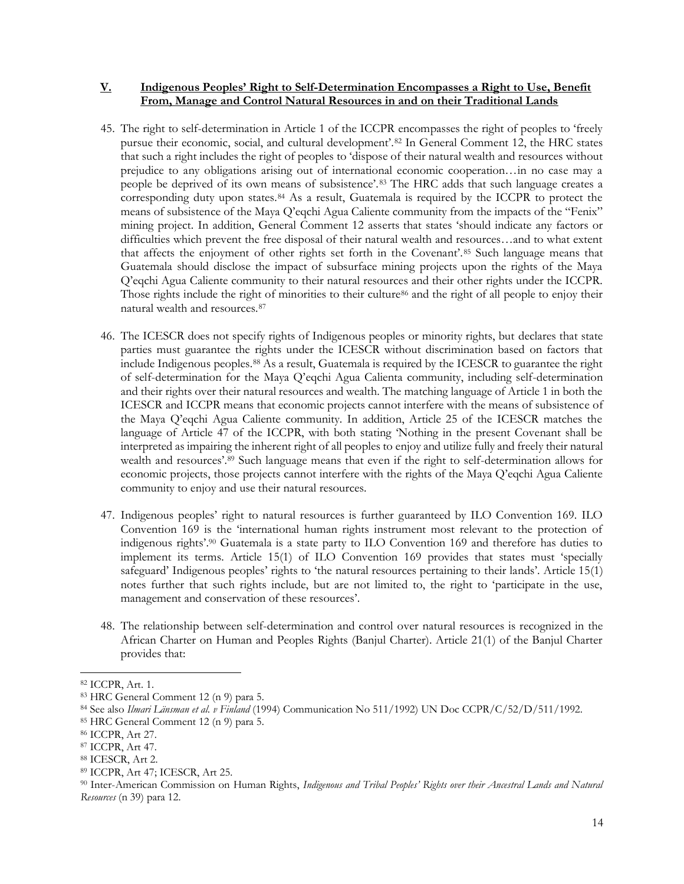## V. Indigenous Peoples' Right to Self-Determination Encompasses a Right to Use, Benefit From, Manage and Control Natural Resources in and on their Traditional Lands

45. The right to self-determination in Article 1 of the ICCPR encompasses the right of peoples to 'freely pursue their economic, social, and cultural development'.[82] In General Comment 12, the HRC states that such a right includes the right of peoples to 'dispose of their natural wealth and resources without prejudice to any obligations arising out of international economic cooperation…in no case may a people be deprived of its own means of subsistence'.[83] The HRC adds that such language creates a corresponding duty upon states.[84] As a result, Guatemala is required by the ICCPR to protect the means of subsistence of the Maya Q'eqchi Agua Caliente community from the impacts of the "Fenix" mining project. In addition, General Comment 12 asserts that states 'should indicate any factors or difficulties which prevent the free disposal of their natural wealth and resources…and to what extent that affects the enjoyment of other rights set forth in the Covenant'.[85] Such language means that Guatemala should disclose the impact of subsurface mining projects upon the rights of the Maya Q'eqchi Agua Caliente community to their natural resources and their other rights under the ICCPR. Those rights include the right of minorities to their culture[86] and the right of all people to enjoy their natural wealth and resources.[87]

46. The ICESCR does not specify rights of Indigenous peoples or minority rights, but declares that state parties must guarantee the rights under the ICESCR without discrimination based on factors that include Indigenous peoples.[88] As a result, Guatemala is required by the ICESCR to guarantee the right of self-determination for the Maya Q'eqchi Agua Calienta community, including self-determination and their rights over their natural resources and wealth. The matching language of Article 1 in both the ICESCR and ICCPR means that economic projects cannot interfere with the means of subsistence of the Maya Q'eqchi Agua Caliente community. In addition, Article 25 of the ICESCR matches the language of Article 47 of the ICCPR, with both stating 'Nothing in the present Covenant shall be interpreted as impairing the inherent right of all peoples to enjoy and utilize fully and freely their natural wealth and resources'.[89] Such language means that even if the right to self-determination allows for economic projects, those projects cannot interfere with the rights of the Maya Q'eqchi Agua Caliente community to enjoy and use their natural resources.

47. Indigenous peoples' right to natural resources is further guaranteed by ILO Convention 169. ILO Convention 169 is the 'international human rights instrument most relevant to the protection of indigenous rights'.[90] Guatemala is a state party to ILO Convention 169 and therefore has duties to implement its terms. Article 15(1) of ILO Convention 169 provides that states must 'specially safeguard' Indigenous peoples' rights to 'the natural resources pertaining to their lands'. Article 15(1) notes further that such rights include, but are not limited to, the right to 'participate in the use, management and conservation of these resources'.

48. The relationship between self-determination and control over natural resources is recognized in the African Charter on Human and Peoples Rights (Banjul Charter). Article 21(1) of the Banjul Charter provides that:

---

[82] ICCPR, Art. 1.

[83] HRC General Comment 12 (n 9) para 5.

[84] See also *Ilmari Länsman et al. v Finland* (1994) Communication No 511/1992) UN Doc CCPR/C/52/D/511/1992.

[85] HRC General Comment 12 (n 9) para 5.

[86] ICCPR, Art 27.

[87] ICCPR, Art 47.

[88] ICESCR, Art 2.

[89] ICCPR, Art 47; ICESCR, Art 25.

[90] Inter-American Commission on Human Rights, *Indigenous and Tribal Peoples' Rights over their Ancestral Lands and Natural Resources* (n 39) para 12.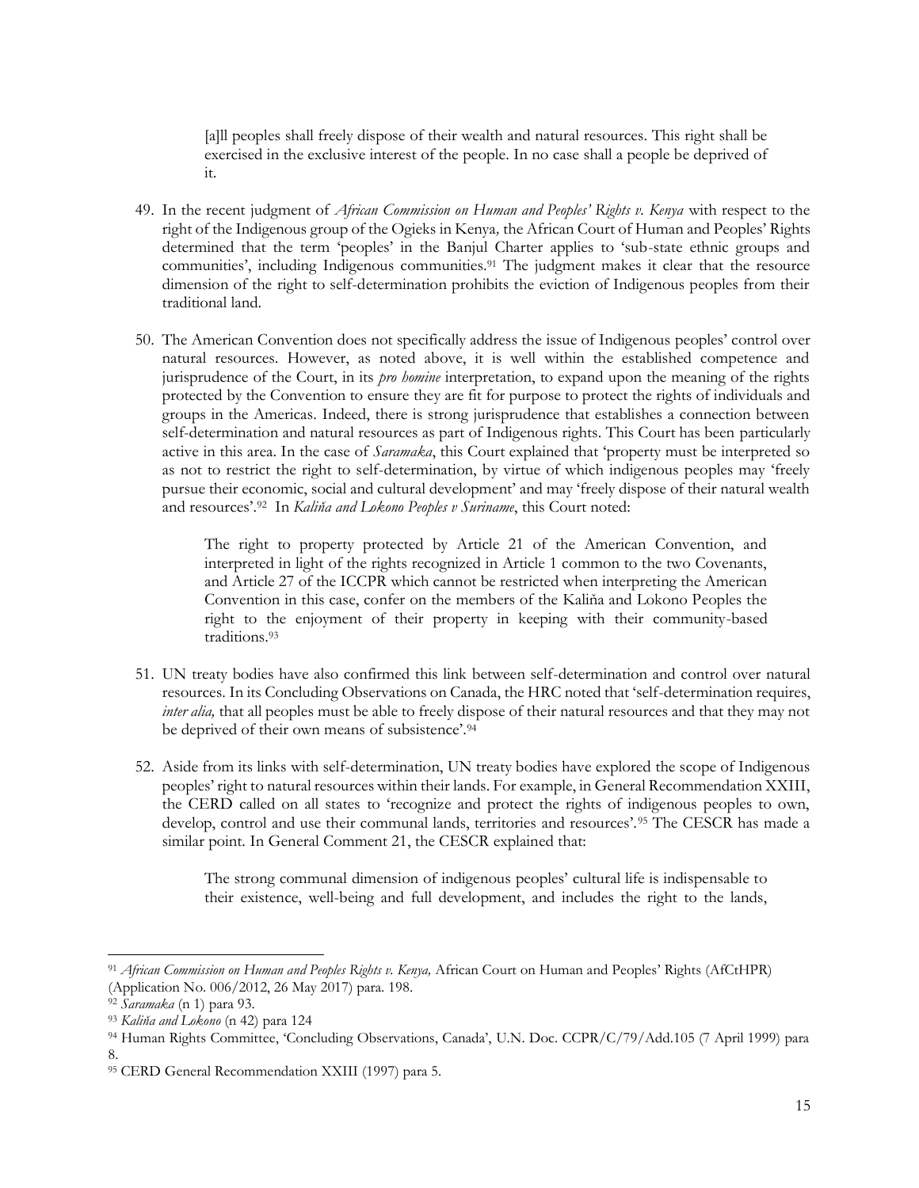> [a]ll peoples shall freely dispose of their wealth and natural resources. This right shall be exercised in the exclusive interest of the people. In no case shall a people be deprived of it.

49. In the recent judgment of *African Commission on Human and Peoples' Rights v. Kenya* with respect to the right of the Indigenous group of the Ogieks in Kenya*,* the African Court of Human and Peoples' Rights determined that the term 'peoples' in the Banjul Charter applies to 'sub-state ethnic groups and communities', including Indigenous communities.[91] The judgment makes it clear that the resource dimension of the right to self-determination prohibits the eviction of Indigenous peoples from their traditional land.

50. The American Convention does not specifically address the issue of Indigenous peoples' control over natural resources. However, as noted above, it is well within the established competence and jurisprudence of the Court, in its *pro homine* interpretation, to expand upon the meaning of the rights protected by the Convention to ensure they are fit for purpose to protect the rights of individuals and groups in the Americas. Indeed, there is strong jurisprudence that establishes a connection between self-determination and natural resources as part of Indigenous rights. This Court has been particularly active in this area. In the case of *Saramaka*, this Court explained that 'property must be interpreted so as not to restrict the right to self-determination, by virtue of which indigenous peoples may 'freely pursue their economic, social and cultural development' and may 'freely dispose of their natural wealth and resources'.[92] In *Kaliňa and Lokono Peoples v Suriname*, this Court noted:

> The right to property protected by Article 21 of the American Convention, and interpreted in light of the rights recognized in Article 1 common to the two Covenants, and Article 27 of the ICCPR which cannot be restricted when interpreting the American Convention in this case, confer on the members of the Kaliňa and Lokono Peoples the right to the enjoyment of their property in keeping with their community-based traditions.[93]

51. UN treaty bodies have also confirmed this link between self-determination and control over natural resources. In its Concluding Observations on Canada, the HRC noted that 'self-determination requires, *inter alia,* that all peoples must be able to freely dispose of their natural resources and that they may not be deprived of their own means of subsistence'.[94]

52. Aside from its links with self-determination, UN treaty bodies have explored the scope of Indigenous peoples' right to natural resources within their lands. For example, in General Recommendation XXIII, the CERD called on all states to 'recognize and protect the rights of indigenous peoples to own, develop, control and use their communal lands, territories and resources'.[95] The CESCR has made a similar point. In General Comment 21, the CESCR explained that:

> The strong communal dimension of indigenous peoples' cultural life is indispensable to their existence, well-being and full development, and includes the right to the lands,

---

[91] *African Commission on Human and Peoples Rights v. Kenya,* African Court on Human and Peoples' Rights (AfCtHPR) (Application No. 006/2012, 26 May 2017) para. 198.

[92] *Saramaka* (n 1) para 93.

[93] *Kaliňa and Lokono* (n 42) para 124

[94] Human Rights Committee, 'Concluding Observations, Canada', U.N. Doc. CCPR/C/79/Add.105 (7 April 1999) para 8.

[95] CERD General Recommendation XXIII (1997) para 5.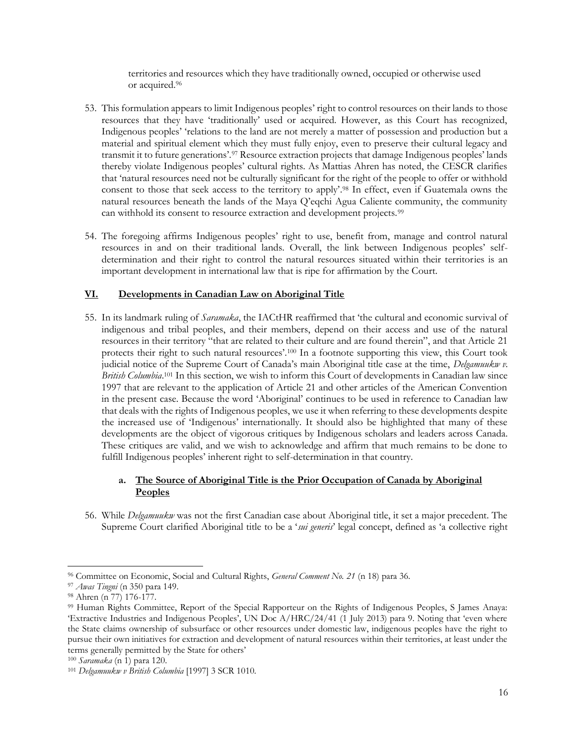territories and resources which they have traditionally owned, occupied or otherwise used or acquired.[96]

53. This formulation appears to limit Indigenous peoples' right to control resources on their lands to those resources that they have 'traditionally' used or acquired. However, as this Court has recognized, Indigenous peoples' 'relations to the land are not merely a matter of possession and production but a material and spiritual element which they must fully enjoy, even to preserve their cultural legacy and transmit it to future generations'.[97] Resource extraction projects that damage Indigenous peoples' lands thereby violate Indigenous peoples' cultural rights. As Mattias Ahren has noted, the CESCR clarifies that 'natural resources need not be culturally significant for the right of the people to offer or withhold consent to those that seek access to the territory to apply'.[98] In effect, even if Guatemala owns the natural resources beneath the lands of the Maya Q'eqchi Agua Caliente community, the community can withhold its consent to resource extraction and development projects.[99]

54. The foregoing affirms Indigenous peoples' right to use, benefit from, manage and control natural resources in and on their traditional lands. Overall, the link between Indigenous peoples' self-determination and their right to control the natural resources situated within their territories is an important development in international law that is ripe for affirmation by the Court.

## VI. Developments in Canadian Law on Aboriginal Title

55. In its landmark ruling of *Saramaka*, the IACtHR reaffirmed that 'the cultural and economic survival of indigenous and tribal peoples, and their members, depend on their access and use of the natural resources in their territory "that are related to their culture and are found therein", and that Article 21 protects their right to such natural resources'.[100] In a footnote supporting this view, this Court took judicial notice of the Supreme Court of Canada's main Aboriginal title case at the time, *Delgamuukw v. British Columbia*.[101] In this section, we wish to inform this Court of developments in Canadian law since 1997 that are relevant to the application of Article 21 and other articles of the American Convention in the present case. Because the word 'Aboriginal' continues to be used in reference to Canadian law that deals with the rights of Indigenous peoples, we use it when referring to these developments despite the increased use of 'Indigenous' internationally. It should also be highlighted that many of these developments are the object of vigorous critiques by Indigenous scholars and leaders across Canada. These critiques are valid, and we wish to acknowledge and affirm that much remains to be done to fulfill Indigenous peoples' inherent right to self-determination in that country.

### a. The Source of Aboriginal Title is the Prior Occupation of Canada by Aboriginal Peoples

56. While *Delgamuukw* was not the first Canadian case about Aboriginal title, it set a major precedent. The Supreme Court clarified Aboriginal title to be a '*sui generis*' legal concept, defined as 'a collective right

---

[96] Committee on Economic, Social and Cultural Rights, *General Comment No. 21* (n 18) para 36.

[97] *Awas Tingni* (n 350 para 149.

[98] Ahren (n 77) 176-177.

[99] Human Rights Committee, Report of the Special Rapporteur on the Rights of Indigenous Peoples, S James Anaya: 'Extractive Industries and Indigenous Peoples', UN Doc A/HRC/24/41 (1 July 2013) para 9. Noting that 'even where the State claims ownership of subsurface or other resources under domestic law, indigenous peoples have the right to pursue their own initiatives for extraction and development of natural resources within their territories, at least under the terms generally permitted by the State for others'

[100] *Saramaka* (n 1) para 120.

[101] *Delgamuukw v British Columbia* [1997] 3 SCR 1010.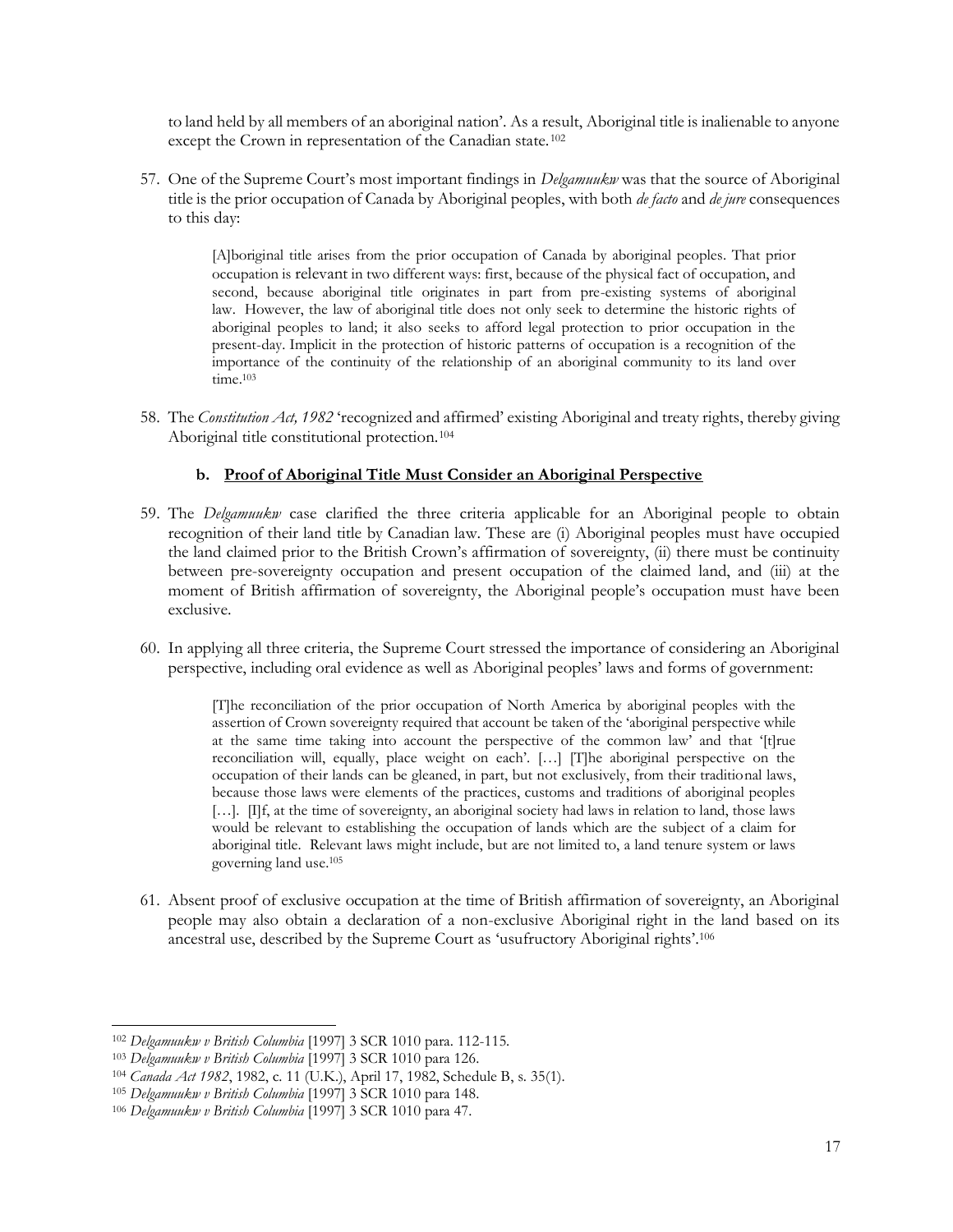to land held by all members of an aboriginal nation'. As a result, Aboriginal title is inalienable to anyone except the Crown in representation of the Canadian state.[102]

57. One of the Supreme Court's most important findings in *Delgamuukw* was that the source of Aboriginal title is the prior occupation of Canada by Aboriginal peoples, with both *de facto* and *de jure* consequences to this day:

> [A]boriginal title arises from the prior occupation of Canada by aboriginal peoples. That prior occupation is relevant in two different ways: first, because of the physical fact of occupation, and second, because aboriginal title originates in part from pre-existing systems of aboriginal law. However, the law of aboriginal title does not only seek to determine the historic rights of aboriginal peoples to land; it also seeks to afford legal protection to prior occupation in the present-day. Implicit in the protection of historic patterns of occupation is a recognition of the importance of the continuity of the relationship of an aboriginal community to its land over time.[103]

58. The *Constitution Act, 1982* 'recognized and affirmed' existing Aboriginal and treaty rights, thereby giving Aboriginal title constitutional protection.[104]

### b. **Proof of Aboriginal Title Must Consider an Aboriginal Perspective**

59. The *Delgamuukw* case clarified the three criteria applicable for an Aboriginal people to obtain recognition of their land title by Canadian law. These are (i) Aboriginal peoples must have occupied the land claimed prior to the British Crown's affirmation of sovereignty, (ii) there must be continuity between pre-sovereignty occupation and present occupation of the claimed land, and (iii) at the moment of British affirmation of sovereignty, the Aboriginal people's occupation must have been exclusive.

60. In applying all three criteria, the Supreme Court stressed the importance of considering an Aboriginal perspective, including oral evidence as well as Aboriginal peoples' laws and forms of government:

> [T]he reconciliation of the prior occupation of North America by aboriginal peoples with the assertion of Crown sovereignty required that account be taken of the 'aboriginal perspective while at the same time taking into account the perspective of the common law' and that '[t]rue reconciliation will, equally, place weight on each'. […] [T]he aboriginal perspective on the occupation of their lands can be gleaned, in part, but not exclusively, from their traditional laws, because those laws were elements of the practices, customs and traditions of aboriginal peoples […]. [I]f, at the time of sovereignty, an aboriginal society had laws in relation to land, those laws would be relevant to establishing the occupation of lands which are the subject of a claim for aboriginal title. Relevant laws might include, but are not limited to, a land tenure system or laws governing land use.[105]

61. Absent proof of exclusive occupation at the time of British affirmation of sovereignty, an Aboriginal people may also obtain a declaration of a non-exclusive Aboriginal right in the land based on its ancestral use, described by the Supreme Court as 'usufructory Aboriginal rights'.[106]

---

[102] *Delgamuukw v British Columbia* [1997] 3 SCR 1010 para. 112-115.

[103] *Delgamuukw v British Columbia* [1997] 3 SCR 1010 para 126.

[104] *Canada Act 1982*, 1982, c. 11 (U.K.), April 17, 1982, Schedule B, s. 35(1).

[105] *Delgamuukw v British Columbia* [1997] 3 SCR 1010 para 148.

[106] *Delgamuukw v British Columbia* [1997] 3 SCR 1010 para 47.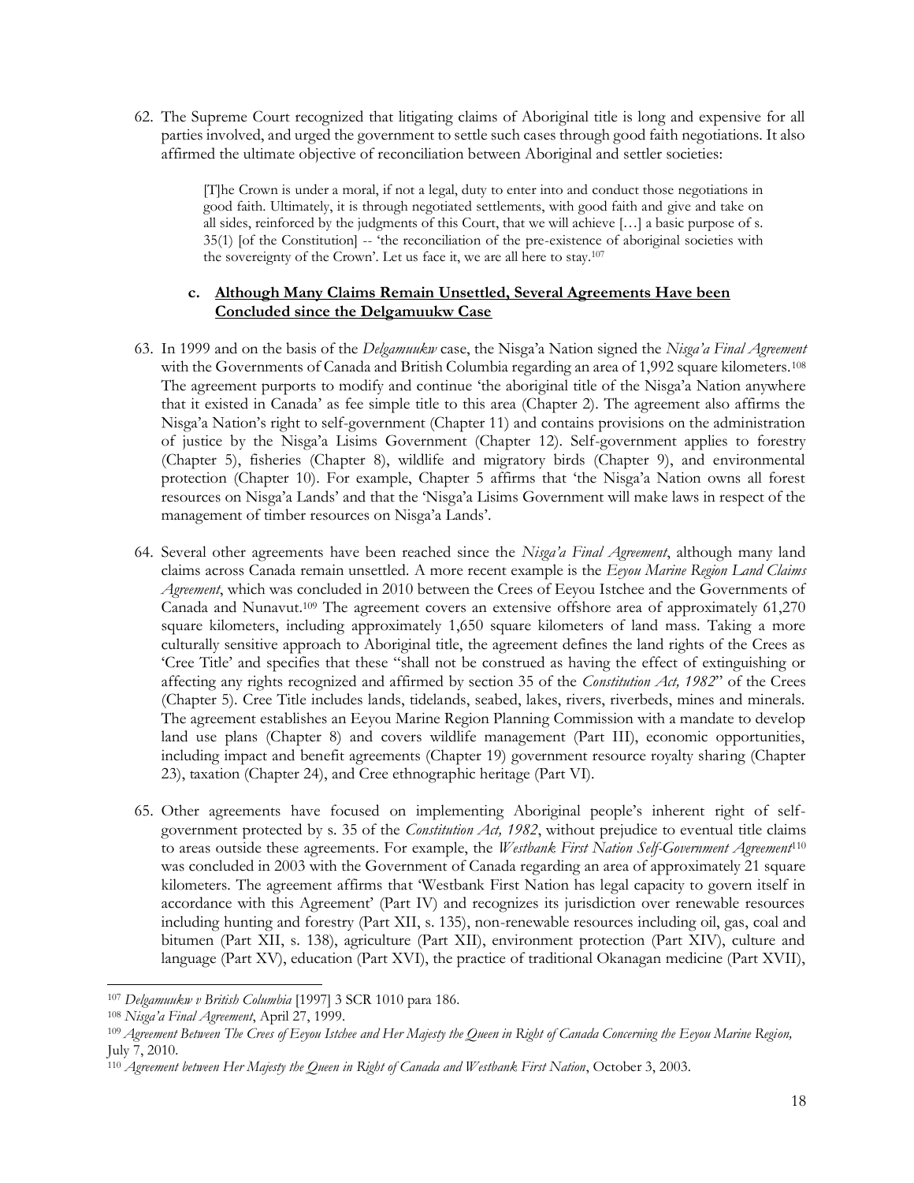62. The Supreme Court recognized that litigating claims of Aboriginal title is long and expensive for all parties involved, and urged the government to settle such cases through good faith negotiations. It also affirmed the ultimate objective of reconciliation between Aboriginal and settler societies:

> [T]he Crown is under a moral, if not a legal, duty to enter into and conduct those negotiations in good faith. Ultimately, it is through negotiated settlements, with good faith and give and take on all sides, reinforced by the judgments of this Court, that we will achieve […] a basic purpose of s. 35(1) [of the Constitution] -- 'the reconciliation of the pre-existence of aboriginal societies with the sovereignty of the Crown'. Let us face it, we are all here to stay.[107]

**c. Although Many Claims Remain Unsettled, Several Agreements Have been Concluded since the Delgamuukw Case**

63. In 1999 and on the basis of the *Delgamuukw* case, the Nisga'a Nation signed the *Nisga'a Final Agreement* with the Governments of Canada and British Columbia regarding an area of 1,992 square kilometers.[108] The agreement purports to modify and continue 'the aboriginal title of the Nisga'a Nation anywhere that it existed in Canada' as fee simple title to this area (Chapter 2). The agreement also affirms the Nisga'a Nation's right to self-government (Chapter 11) and contains provisions on the administration of justice by the Nisga'a Lisims Government (Chapter 12). Self-government applies to forestry (Chapter 5), fisheries (Chapter 8), wildlife and migratory birds (Chapter 9), and environmental protection (Chapter 10). For example, Chapter 5 affirms that 'the Nisga'a Nation owns all forest resources on Nisga'a Lands' and that the 'Nisga'a Lisims Government will make laws in respect of the management of timber resources on Nisga'a Lands'.

64. Several other agreements have been reached since the *Nisga'a Final Agreement*, although many land claims across Canada remain unsettled. A more recent example is the *Eeyou Marine Region Land Claims Agreement*, which was concluded in 2010 between the Crees of Eeyou Istchee and the Governments of Canada and Nunavut.[109] The agreement covers an extensive offshore area of approximately 61,270 square kilometers, including approximately 1,650 square kilometers of land mass. Taking a more culturally sensitive approach to Aboriginal title, the agreement defines the land rights of the Crees as 'Cree Title' and specifies that these "shall not be construed as having the effect of extinguishing or affecting any rights recognized and affirmed by section 35 of the *Constitution Act, 1982*" of the Crees (Chapter 5). Cree Title includes lands, tidelands, seabed, lakes, rivers, riverbeds, mines and minerals. The agreement establishes an Eeyou Marine Region Planning Commission with a mandate to develop land use plans (Chapter 8) and covers wildlife management (Part III), economic opportunities, including impact and benefit agreements (Chapter 19) government resource royalty sharing (Chapter 23), taxation (Chapter 24), and Cree ethnographic heritage (Part VI).

65. Other agreements have focused on implementing Aboriginal people's inherent right of self-government protected by s. 35 of the *Constitution Act, 1982*, without prejudice to eventual title claims to areas outside these agreements. For example, the *Westbank First Nation Self-Government Agreement*[110] was concluded in 2003 with the Government of Canada regarding an area of approximately 21 square kilometers. The agreement affirms that 'Westbank First Nation has legal capacity to govern itself in accordance with this Agreement' (Part IV) and recognizes its jurisdiction over renewable resources including hunting and forestry (Part XII, s. 135), non-renewable resources including oil, gas, coal and bitumen (Part XII, s. 138), agriculture (Part XII), environment protection (Part XIV), culture and language (Part XV), education (Part XVI), the practice of traditional Okanagan medicine (Part XVII),

---

[107] *Delgamuukw v British Columbia* [1997] 3 SCR 1010 para 186.

[108] *Nisga'a Final Agreement*, April 27, 1999.

[109] *Agreement Between The Crees of Eeyou Istchee and Her Majesty the Queen in Right of Canada Concerning the Eeyou Marine Region,* July 7, 2010.

[110] *Agreement between Her Majesty the Queen in Right of Canada and Westbank First Nation*, October 3, 2003.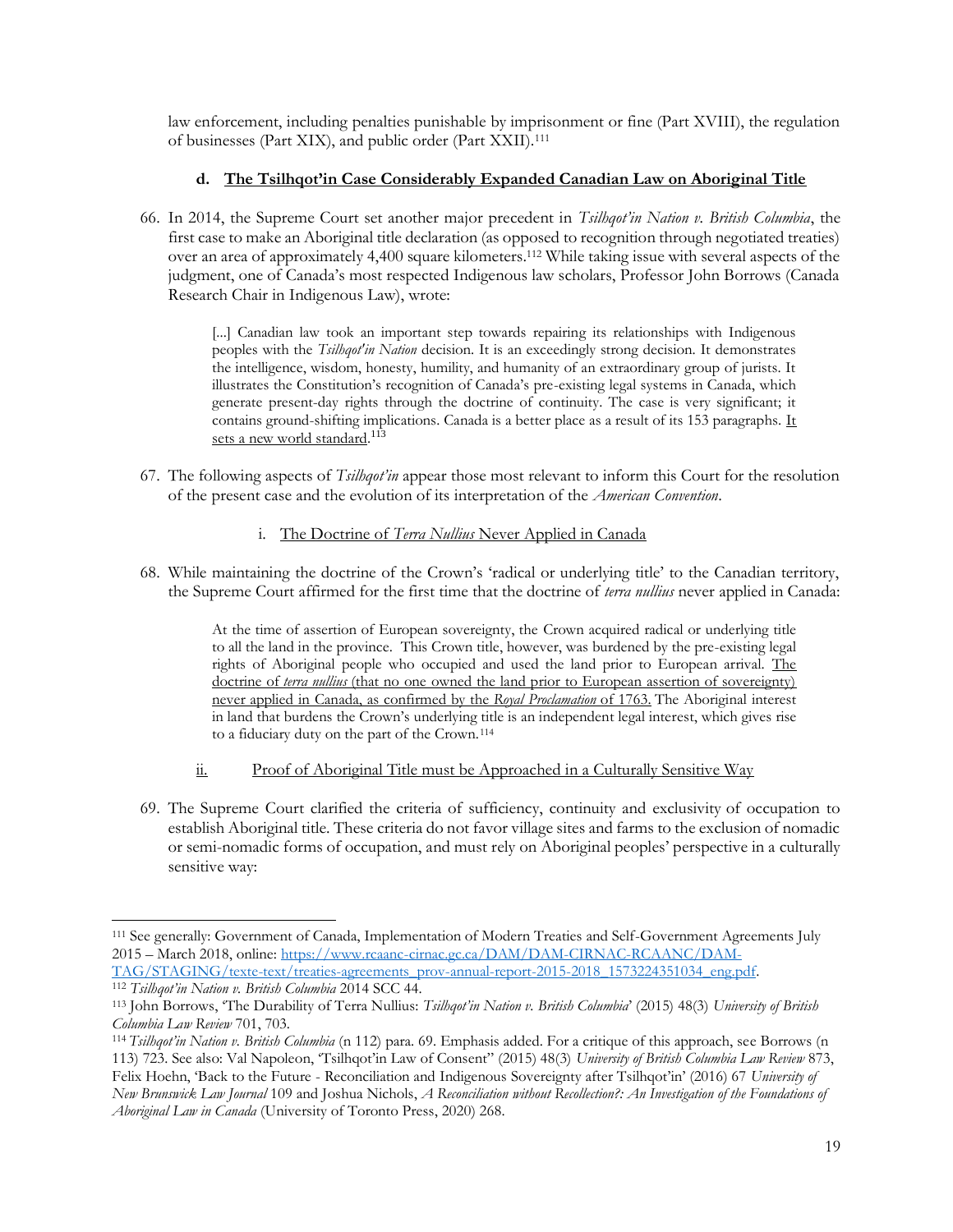law enforcement, including penalties punishable by imprisonment or fine (Part XVIII), the regulation of businesses (Part XIX), and public order (Part XXII).[111]

#### d. The Tsilhqot'in Case Considerably Expanded Canadian Law on Aboriginal Title

66. In 2014, the Supreme Court set another major precedent in *Tsilhqot'in Nation v. British Columbia*, the first case to make an Aboriginal title declaration (as opposed to recognition through negotiated treaties) over an area of approximately 4,400 square kilometers.[112] While taking issue with several aspects of the judgment, one of Canada's most respected Indigenous law scholars, Professor John Borrows (Canada Research Chair in Indigenous Law), wrote:

> [...] Canadian law took an important step towards repairing its relationships with Indigenous peoples with the *Tsilhqot'in Nation* decision. It is an exceedingly strong decision. It demonstrates the intelligence, wisdom, honesty, humility, and humanity of an extraordinary group of jurists. It illustrates the Constitution's recognition of Canada's pre-existing legal systems in Canada, which generate present-day rights through the doctrine of continuity. The case is very significant; it contains ground-shifting implications. Canada is a better place as a result of its 153 paragraphs. <u>It sets a new world standard</u>.[113]

67. The following aspects of *Tsilhqot'in* appear those most relevant to inform this Court for the resolution of the present case and the evolution of its interpretation of the *American Convention*.

##### i. The Doctrine of *Terra Nullius* Never Applied in Canada

68. While maintaining the doctrine of the Crown's 'radical or underlying title' to the Canadian territory, the Supreme Court affirmed for the first time that the doctrine of *terra nullius* never applied in Canada:

> At the time of assertion of European sovereignty, the Crown acquired radical or underlying title to all the land in the province. This Crown title, however, was burdened by the pre-existing legal rights of Aboriginal people who occupied and used the land prior to European arrival. <u>The doctrine of *terra nullius* (that no one owned the land prior to European assertion of sovereignty) never applied in Canada, as confirmed by the *Royal Proclamation* of 1763.</u> The Aboriginal interest in land that burdens the Crown's underlying title is an independent legal interest, which gives rise to a fiduciary duty on the part of the Crown.[114]

##### ii. Proof of Aboriginal Title must be Approached in a Culturally Sensitive Way

69. The Supreme Court clarified the criteria of sufficiency, continuity and exclusivity of occupation to establish Aboriginal title. These criteria do not favor village sites and farms to the exclusion of nomadic or semi-nomadic forms of occupation, and must rely on Aboriginal peoples' perspective in a culturally sensitive way:

---

[111] See generally: Government of Canada, Implementation of Modern Treaties and Self-Government Agreements July 2015 – March 2018, online: https://www.rcaanc-cirnac.gc.ca/DAM/DAM-CIRNAC-RCAANC/DAM-TAG/STAGING/texte-text/treaties-agreements_prov-annual-report-2015-2018_1573224351034_eng.pdf.

[112] *Tsilhqot'in Nation v. British Columbia* 2014 SCC 44.

[113] John Borrows, 'The Durability of Terra Nullius: *Tsilhqot'in Nation v. British Columbia*' (2015) 48(3) *University of British Columbia Law Review* 701, 703.

[114] *Tsilhqot'in Nation v. British Columbia* (n 112) para. 69. Emphasis added. For a critique of this approach, see Borrows (n 113) 723. See also: Val Napoleon, 'Tsilhqot'in Law of Consent'' (2015) 48(3) *University of British Columbia Law Review* 873, Felix Hoehn, 'Back to the Future - Reconciliation and Indigenous Sovereignty after Tsilhqot'in' (2016) 67 *University of New Brunswick Law Journal* 109 and Joshua Nichols, *A Reconciliation without Recollection?: An Investigation of the Foundations of Aboriginal Law in Canada* (University of Toronto Press, 2020) 268.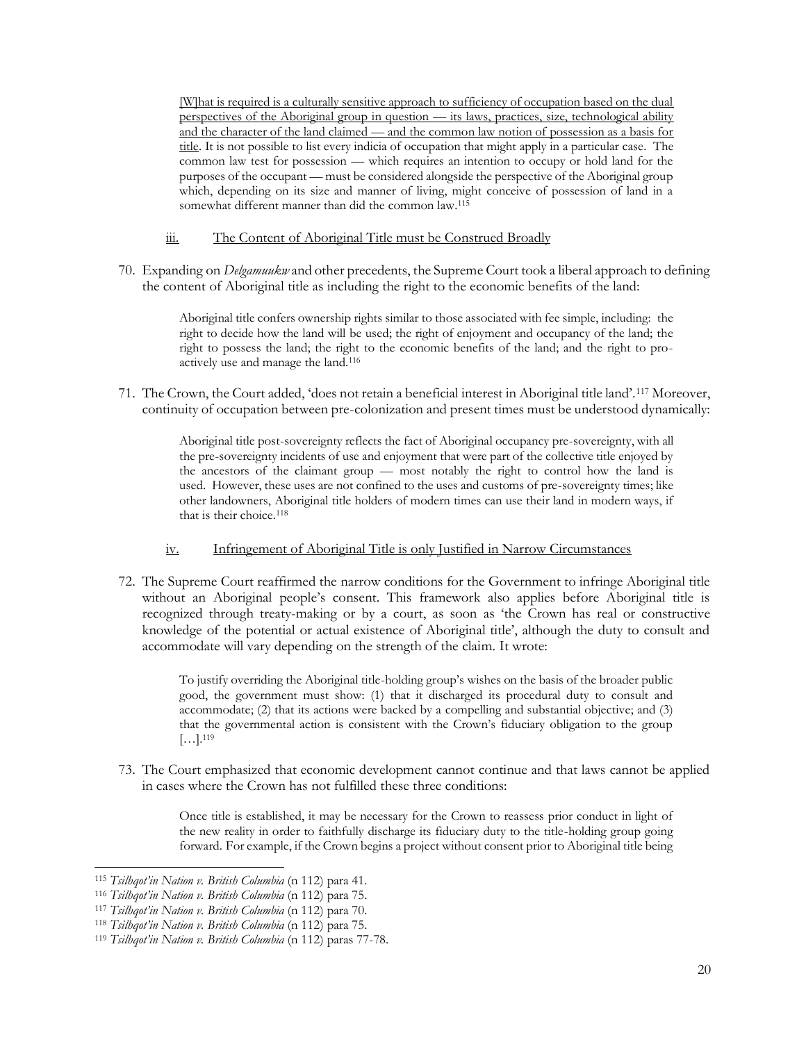<u>[W]hat is required is a culturally sensitive approach to sufficiency of occupation based on the dual perspectives of the Aboriginal group in question — its laws, practices, size, technological ability and the character of the land claimed — and the common law notion of possession as a basis for title</u>. It is not possible to list every indicia of occupation that might apply in a particular case. The common law test for possession — which requires an intention to occupy or hold land for the purposes of the occupant — must be considered alongside the perspective of the Aboriginal group which, depending on its size and manner of living, might conceive of possession of land in a somewhat different manner than did the common law.[115]

### iii. The Content of Aboriginal Title must be Construed Broadly

70. Expanding on *Delgamuukw* and other precedents, the Supreme Court took a liberal approach to defining the content of Aboriginal title as including the right to the economic benefits of the land:

> Aboriginal title confers ownership rights similar to those associated with fee simple, including: the right to decide how the land will be used; the right of enjoyment and occupancy of the land; the right to possess the land; the right to the economic benefits of the land; and the right to pro-actively use and manage the land.[116]

71. The Crown, the Court added, 'does not retain a beneficial interest in Aboriginal title land'.[117] Moreover, continuity of occupation between pre-colonization and present times must be understood dynamically:

> Aboriginal title post-sovereignty reflects the fact of Aboriginal occupancy pre-sovereignty, with all the pre-sovereignty incidents of use and enjoyment that were part of the collective title enjoyed by the ancestors of the claimant group — most notably the right to control how the land is used. However, these uses are not confined to the uses and customs of pre-sovereignty times; like other landowners, Aboriginal title holders of modern times can use their land in modern ways, if that is their choice.[118]

### iv. Infringement of Aboriginal Title is only Justified in Narrow Circumstances

72. The Supreme Court reaffirmed the narrow conditions for the Government to infringe Aboriginal title without an Aboriginal people's consent. This framework also applies before Aboriginal title is recognized through treaty-making or by a court, as soon as 'the Crown has real or constructive knowledge of the potential or actual existence of Aboriginal title', although the duty to consult and accommodate will vary depending on the strength of the claim. It wrote:

> To justify overriding the Aboriginal title-holding group's wishes on the basis of the broader public good, the government must show: (1) that it discharged its procedural duty to consult and accommodate; (2) that its actions were backed by a compelling and substantial objective; and (3) that the governmental action is consistent with the Crown's fiduciary obligation to the group […].[119]

73. The Court emphasized that economic development cannot continue and that laws cannot be applied in cases where the Crown has not fulfilled these three conditions:

> Once title is established, it may be necessary for the Crown to reassess prior conduct in light of the new reality in order to faithfully discharge its fiduciary duty to the title-holding group going forward. For example, if the Crown begins a project without consent prior to Aboriginal title being

---

[115] *Tsilhqot'in Nation v. British Columbia* (n 112) para 41.

[116] *Tsilhqot'in Nation v. British Columbia* (n 112) para 75.

[117] *Tsilhqot'in Nation v. British Columbia* (n 112) para 70.

[118] *Tsilhqot'in Nation v. British Columbia* (n 112) para 75.

[119] *Tsilhqot'in Nation v. British Columbia* (n 112) paras 77-78.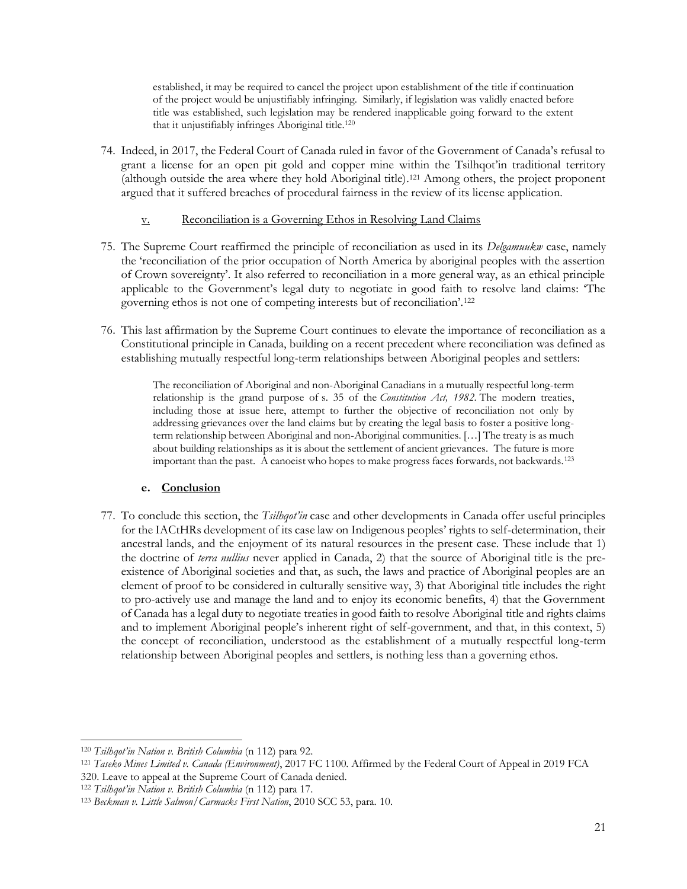> established, it may be required to cancel the project upon establishment of the title if continuation of the project would be unjustifiably infringing. Similarly, if legislation was validly enacted before title was established, such legislation may be rendered inapplicable going forward to the extent that it unjustifiably infringes Aboriginal title.[120]

74. Indeed, in 2017, the Federal Court of Canada ruled in favor of the Government of Canada's refusal to grant a license for an open pit gold and copper mine within the Tsilhqot'in traditional territory (although outside the area where they hold Aboriginal title).[121] Among others, the project proponent argued that it suffered breaches of procedural fairness in the review of its license application.

#### v. Reconciliation is a Governing Ethos in Resolving Land Claims

75. The Supreme Court reaffirmed the principle of reconciliation as used in its *Delgamuukw* case, namely the 'reconciliation of the prior occupation of North America by aboriginal peoples with the assertion of Crown sovereignty'. It also referred to reconciliation in a more general way, as an ethical principle applicable to the Government's legal duty to negotiate in good faith to resolve land claims: 'The governing ethos is not one of competing interests but of reconciliation'.[122]

76. This last affirmation by the Supreme Court continues to elevate the importance of reconciliation as a Constitutional principle in Canada, building on a recent precedent where reconciliation was defined as establishing mutually respectful long-term relationships between Aboriginal peoples and settlers:

> The reconciliation of Aboriginal and non-Aboriginal Canadians in a mutually respectful long-term relationship is the grand purpose of s. 35 of the *Constitution Act, 1982*. The modern treaties, including those at issue here, attempt to further the objective of reconciliation not only by addressing grievances over the land claims but by creating the legal basis to foster a positive long-term relationship between Aboriginal and non-Aboriginal communities. […] The treaty is as much about building relationships as it is about the settlement of ancient grievances. The future is more important than the past. A canoeist who hopes to make progress faces forwards, not backwards.[123]

### e. Conclusion

77. To conclude this section, the *Tsilhqot'in* case and other developments in Canada offer useful principles for the IACtHRs development of its case law on Indigenous peoples' rights to self-determination, their ancestral lands, and the enjoyment of its natural resources in the present case. These include that 1) the doctrine of *terra nullius* never applied in Canada, 2) that the source of Aboriginal title is the pre-existence of Aboriginal societies and that, as such, the laws and practice of Aboriginal peoples are an element of proof to be considered in culturally sensitive way, 3) that Aboriginal title includes the right to pro-actively use and manage the land and to enjoy its economic benefits, 4) that the Government of Canada has a legal duty to negotiate treaties in good faith to resolve Aboriginal title and rights claims and to implement Aboriginal people's inherent right of self-government, and that, in this context, 5) the concept of reconciliation, understood as the establishment of a mutually respectful long-term relationship between Aboriginal peoples and settlers, is nothing less than a governing ethos.

---

[120] *Tsilhqot'in Nation v. British Columbia* (n 112) para 92.

[121] *Taseko Mines Limited v. Canada (Environment)*, 2017 FC 1100. Affirmed by the Federal Court of Appeal in 2019 FCA 320. Leave to appeal at the Supreme Court of Canada denied.

[122] *Tsilhqot'in Nation v. British Columbia* (n 112) para 17.

[123] *Beckman v. Little Salmon/Carmacks First Nation*, 2010 SCC 53, para. 10.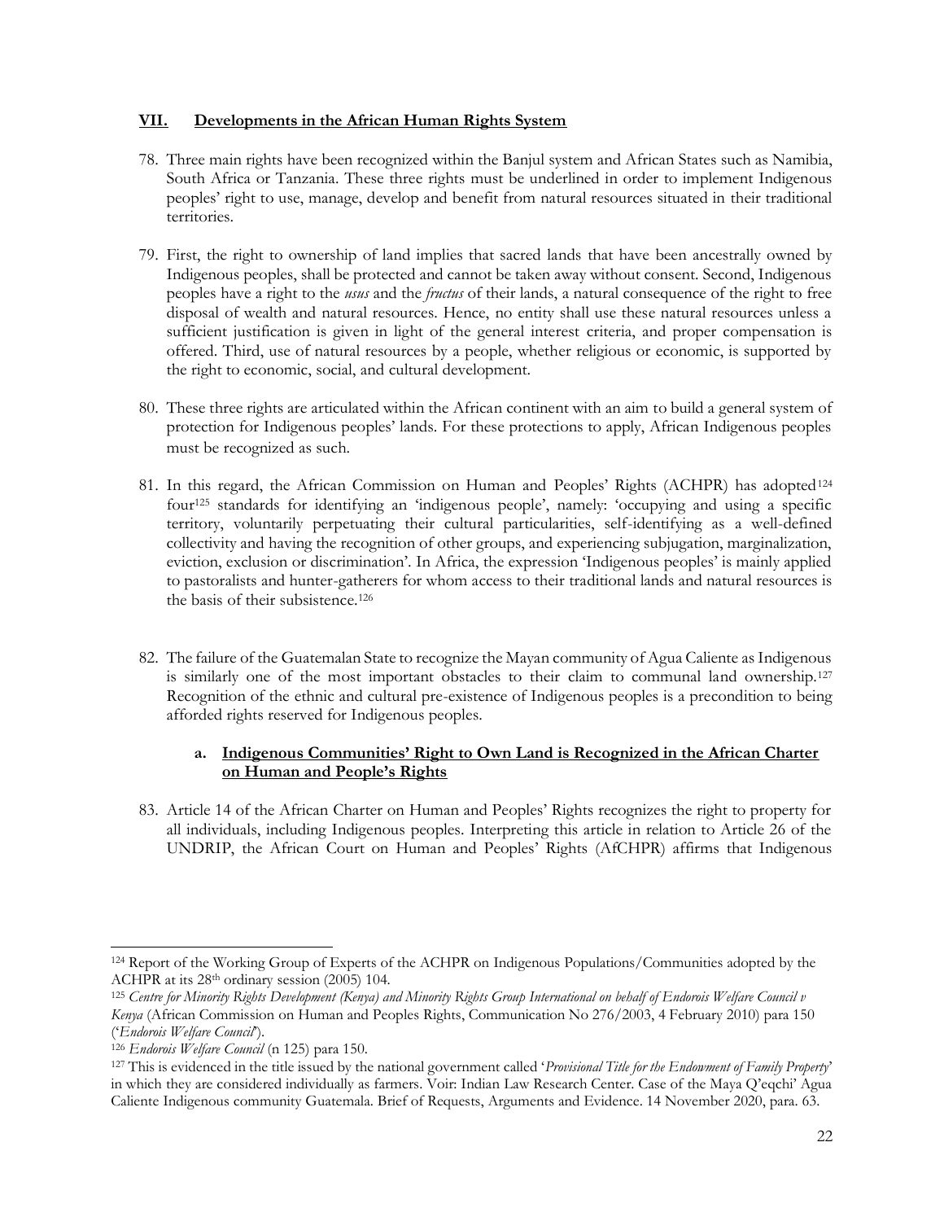## VII. Developments in the African Human Rights System

78. Three main rights have been recognized within the Banjul system and African States such as Namibia, South Africa or Tanzania. These three rights must be underlined in order to implement Indigenous peoples' right to use, manage, develop and benefit from natural resources situated in their traditional territories.

79. First, the right to ownership of land implies that sacred lands that have been ancestrally owned by Indigenous peoples, shall be protected and cannot be taken away without consent. Second, Indigenous peoples have a right to the *usus* and the *fructus* of their lands, a natural consequence of the right to free disposal of wealth and natural resources. Hence, no entity shall use these natural resources unless a sufficient justification is given in light of the general interest criteria, and proper compensation is offered. Third, use of natural resources by a people, whether religious or economic, is supported by the right to economic, social, and cultural development.

80. These three rights are articulated within the African continent with an aim to build a general system of protection for Indigenous peoples' lands. For these protections to apply, African Indigenous peoples must be recognized as such.

81. In this regard, the African Commission on Human and Peoples' Rights (ACHPR) has adopted[124] four[125] standards for identifying an 'indigenous people', namely: 'occupying and using a specific territory, voluntarily perpetuating their cultural particularities, self-identifying as a well-defined collectivity and having the recognition of other groups, and experiencing subjugation, marginalization, eviction, exclusion or discrimination'. In Africa, the expression 'Indigenous peoples' is mainly applied to pastoralists and hunter-gatherers for whom access to their traditional lands and natural resources is the basis of their subsistence.[126]

82. The failure of the Guatemalan State to recognize the Mayan community of Agua Caliente as Indigenous is similarly one of the most important obstacles to their claim to communal land ownership.[127] Recognition of the ethnic and cultural pre-existence of Indigenous peoples is a precondition to being afforded rights reserved for Indigenous peoples.

### a. Indigenous Communities' Right to Own Land is Recognized in the African Charter on Human and People's Rights

83. Article 14 of the African Charter on Human and Peoples' Rights recognizes the right to property for all individuals, including Indigenous peoples. Interpreting this article in relation to Article 26 of the UNDRIP, the African Court on Human and Peoples' Rights (AfCHPR) affirms that Indigenous

---

[124] Report of the Working Group of Experts of the ACHPR on Indigenous Populations/Communities adopted by the ACHPR at its 28th ordinary session (2005) 104.

[125] *Centre for Minority Rights Development (Kenya) and Minority Rights Group International on behalf of Endorois Welfare Council v Kenya* (African Commission on Human and Peoples Rights, Communication No 276/2003, 4 February 2010) para 150 ('*Endorois Welfare Council*').

[126] *Endorois Welfare Council* (n 125) para 150.

[127] This is evidenced in the title issued by the national government called '*Provisional Title for the Endowment of Family Property*' in which they are considered individually as farmers. Voir: Indian Law Research Center. Case of the Maya Q'eqchi' Agua Caliente Indigenous community Guatemala. Brief of Requests, Arguments and Evidence. 14 November 2020, para. 63.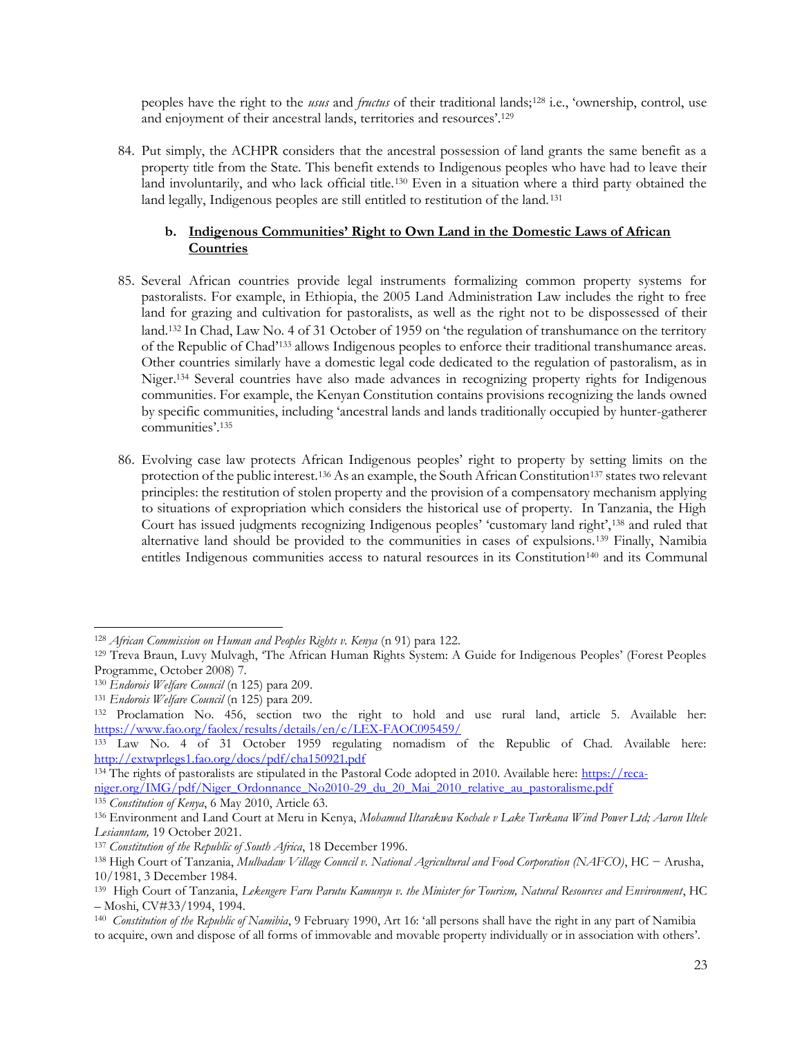peoples have the right to the *usus* and *fructus* of their traditional lands;[128] i.e., 'ownership, control, use and enjoyment of their ancestral lands, territories and resources'.[129]

84. Put simply, the ACHPR considers that the ancestral possession of land grants the same benefit as a property title from the State. This benefit extends to Indigenous peoples who have had to leave their land involuntarily, and who lack official title.[130] Even in a situation where a third party obtained the land legally, Indigenous peoples are still entitled to restitution of the land.[131]

### b. <u>Indigenous Communities' Right to Own Land in the Domestic Laws of African Countries</u>

85. Several African countries provide legal instruments formalizing common property systems for pastoralists. For example, in Ethiopia, the 2005 Land Administration Law includes the right to free land for grazing and cultivation for pastoralists, as well as the right not to be dispossessed of their land.[132] In Chad, Law No. 4 of 31 October of 1959 on 'the regulation of transhumance on the territory of the Republic of Chad'[133] allows Indigenous peoples to enforce their traditional transhumance areas. Other countries similarly have a domestic legal code dedicated to the regulation of pastoralism, as in Niger.[134] Several countries have also made advances in recognizing property rights for Indigenous communities. For example, the Kenyan Constitution contains provisions recognizing the lands owned by specific communities, including 'ancestral lands and lands traditionally occupied by hunter-gatherer communities'.[135]

86. Evolving case law protects African Indigenous peoples' right to property by setting limits on the protection of the public interest.[136] As an example, the South African Constitution[137] states two relevant principles: the restitution of stolen property and the provision of a compensatory mechanism applying to situations of expropriation which considers the historical use of property. In Tanzania, the High Court has issued judgments recognizing Indigenous peoples' 'customary land right',[138] and ruled that alternative land should be provided to the communities in cases of expulsions.[139] Finally, Namibia entitles Indigenous communities access to natural resources in its Constitution[140] and its Communal

---

[128] *African Commission on Human and Peoples Rights v. Kenya* (n 91) para 122.

[129] Treva Braun, Luvy Mulvagh, 'The African Human Rights System: A Guide for Indigenous Peoples' (Forest Peoples Programme, October 2008) 7.

[130] *Endorois Welfare Council* (n 125) para 209.

[131] *Endorois Welfare Council* (n 125) para 209.

[132] Proclamation No. 456, section two the right to hold and use rural land, article 5. Available her: https://www.fao.org/faolex/results/details/en/c/LEX-FAOC095459/

[133] Law No. 4 of 31 October 1959 regulating nomadism of the Republic of Chad. Available here: http://extwprlegs1.fao.org/docs/pdf/cha150921.pdf

[134] The rights of pastoralists are stipulated in the Pastoral Code adopted in 2010. Available here: https://reca-niger.org/IMG/pdf/Niger_Ordonnance_No2010-29_du_20_Mai_2010_relative_au_pastoralisme.pdf

[135] *Constitution of Kenya*, 6 May 2010, Article 63.

[136] Environment and Land Court at Meru in Kenya, *Mohamud Iltarakwa Kochale v Lake Turkana Wind Power Ltd; Aaron Iltele Lesianntam,* 19 October 2021.

[137] *Constitution of the Republic of South Africa*, 18 December 1996.

[138] High Court of Tanzania, *Mulbadaw Village Council v. National Agricultural and Food Corporation (NAFCO)*, HC – Arusha, 10/1981, 3 December 1984.

[139] High Court of Tanzania, *Lekengere Faru Parutu Kamunyu v. the Minister for Tourism, Natural Resources and Environment*, HC – Moshi, CV#33/1994, 1994.

[140] *Constitution of the Republic of Namibia*, 9 February 1990, Art 16: 'all persons shall have the right in any part of Namibia to acquire, own and dispose of all forms of immovable and movable property individually or in association with others'.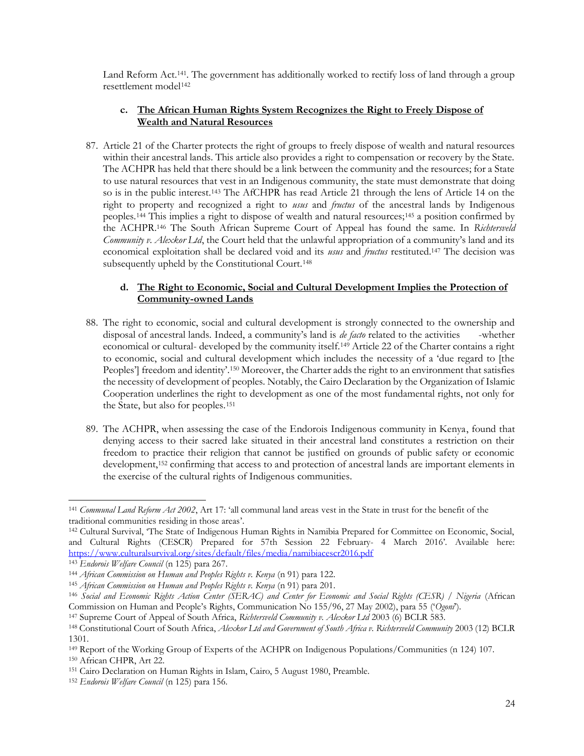Land Reform Act.[141]. The government has additionally worked to rectify loss of land through a group resettlement model[142]

### c. <u>The African Human Rights System Recognizes the Right to Freely Dispose of Wealth and Natural Resources</u>

87. Article 21 of the Charter protects the right of groups to freely dispose of wealth and natural resources within their ancestral lands. This article also provides a right to compensation or recovery by the State. The ACHPR has held that there should be a link between the community and the resources; for a State to use natural resources that vest in an Indigenous community, the state must demonstrate that doing so is in the public interest.[143] The AfCHPR has read Article 21 through the lens of Article 14 on the right to property and recognized a right to *usus* and *fructus* of the ancestral lands by Indigenous peoples.[144] This implies a right to dispose of wealth and natural resources;[145] a position confirmed by the ACHPR.[146] The South African Supreme Court of Appeal has found the same. In *Richtersveld Community v. Alexkor Ltd*, the Court held that the unlawful appropriation of a community's land and its economical exploitation shall be declared void and its *usus* and *fructus* restituted.[147] The decision was subsequently upheld by the Constitutional Court.[148]

### d. <u>The Right to Economic, Social and Cultural Development Implies the Protection of Community-owned Lands</u>

88. The right to economic, social and cultural development is strongly connected to the ownership and disposal of ancestral lands. Indeed, a community's land is *de facto* related to the activities -whether economical or cultural- developed by the community itself.[149] Article 22 of the Charter contains a right to economic, social and cultural development which includes the necessity of a 'due regard to [the Peoples'] freedom and identity'.[150] Moreover, the Charter adds the right to an environment that satisfies the necessity of development of peoples. Notably, the Cairo Declaration by the Organization of Islamic Cooperation underlines the right to development as one of the most fundamental rights, not only for the State, but also for peoples.[151]

89. The ACHPR, when assessing the case of the Endorois Indigenous community in Kenya, found that denying access to their sacred lake situated in their ancestral land constitutes a restriction on their freedom to practice their religion that cannot be justified on grounds of public safety or economic development,[152] confirming that access to and protection of ancestral lands are important elements in the exercise of the cultural rights of Indigenous communities.

---

[141] *Communal Land Reform Act 2002*, Art 17: 'all communal land areas vest in the State in trust for the benefit of the traditional communities residing in those areas'.

[142] Cultural Survival, 'The State of Indigenous Human Rights in Namibia Prepared for Committee on Economic, Social, and Cultural Rights (CESCR) Prepared for 57th Session 22 February- 4 March 2016'. Available here: https://www.culturalsurvival.org/sites/default/files/media/namibiacescr2016.pdf

[143] *Endorois Welfare Council* (n 125) para 267.

[144] *African Commission on Human and Peoples Rights v. Kenya* (n 91) para 122.

[145] *African Commission on Human and Peoples Rights v. Kenya* (n 91) para 201.

[146] *Social and Economic Rights Action Center (SERAC) and Center for Economic and Social Rights (CESR) / Nigeria* (African Commission on Human and People's Rights, Communication No 155/96, 27 May 2002), para 55 ('*Ogoni*').

[147] Supreme Court of Appeal of South Africa, *Richtersveld Community v. Alexkor Ltd* 2003 (6) BCLR 583.

[148] Constitutional Court of South Africa, *Alexkor Ltd and Government of South Africa v. Richtersveld Community* 2003 (12) BCLR 1301.

[149] Report of the Working Group of Experts of the ACHPR on Indigenous Populations/Communities (n 124) 107.

[150] African CHPR, Art 22.

[151] Cairo Declaration on Human Rights in Islam, Cairo, 5 August 1980, Preamble.

[152] *Endorois Welfare Council* (n 125) para 156.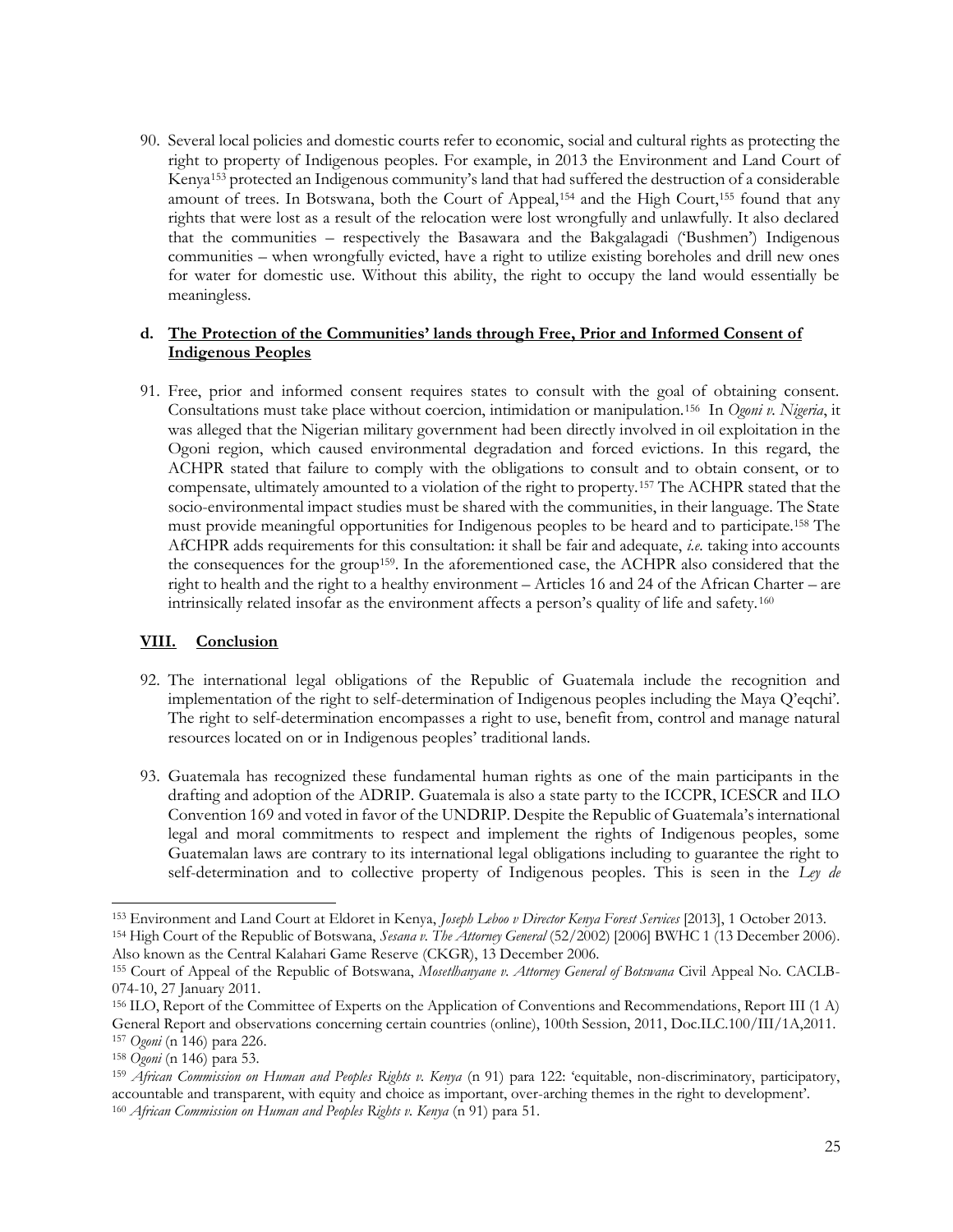90. Several local policies and domestic courts refer to economic, social and cultural rights as protecting the right to property of Indigenous peoples. For example, in 2013 the Environment and Land Court of Kenya[153] protected an Indigenous community's land that had suffered the destruction of a considerable amount of trees. In Botswana, both the Court of Appeal,[154] and the High Court,[155] found that any rights that were lost as a result of the relocation were lost wrongfully and unlawfully. It also declared that the communities – respectively the Basawara and the Bakgalagadi ('Bushmen') Indigenous communities – when wrongfully evicted, have a right to utilize existing boreholes and drill new ones for water for domestic use. Without this ability, the right to occupy the land would essentially be meaningless.

#### d. <u>The Protection of the Communities' lands through Free, Prior and Informed Consent of Indigenous Peoples</u>

91. Free, prior and informed consent requires states to consult with the goal of obtaining consent. Consultations must take place without coercion, intimidation or manipulation.[156] In *Ogoni v. Nigeria*, it was alleged that the Nigerian military government had been directly involved in oil exploitation in the Ogoni region, which caused environmental degradation and forced evictions. In this regard, the ACHPR stated that failure to comply with the obligations to consult and to obtain consent, or to compensate, ultimately amounted to a violation of the right to property.[157] The ACHPR stated that the socio-environmental impact studies must be shared with the communities, in their language. The State must provide meaningful opportunities for Indigenous peoples to be heard and to participate.[158] The AfCHPR adds requirements for this consultation: it shall be fair and adequate, *i.e.* taking into accounts the consequences for the group[159]. In the aforementioned case, the ACHPR also considered that the right to health and the right to a healthy environment – Articles 16 and 24 of the African Charter – are intrinsically related insofar as the environment affects a person's quality of life and safety.[160]

## VIII. <u>Conclusion</u>

92. The international legal obligations of the Republic of Guatemala include the recognition and implementation of the right to self-determination of Indigenous peoples including the Maya Q'eqchi'. The right to self-determination encompasses a right to use, benefit from, control and manage natural resources located on or in Indigenous peoples' traditional lands.

93. Guatemala has recognized these fundamental human rights as one of the main participants in the drafting and adoption of the ADRIP. Guatemala is also a state party to the ICCPR, ICESCR and ILO Convention 169 and voted in favor of the UNDRIP. Despite the Republic of Guatemala's international legal and moral commitments to respect and implement the rights of Indigenous peoples, some Guatemalan laws are contrary to its international legal obligations including to guarantee the right to self-determination and to collective property of Indigenous peoples. This is seen in the *Ley de*

---

[153] Environment and Land Court at Eldoret in Kenya, *Joseph Leboo v Director Kenya Forest Services* [2013], 1 October 2013.

[154] High Court of the Republic of Botswana, *Sesana v. The Attorney General* (52/2002) [2006] BWHC 1 (13 December 2006). Also known as the Central Kalahari Game Reserve (CKGR), 13 December 2006.

[155] Court of Appeal of the Republic of Botswana, *Mosetlhanyane v. Attorney General of Botswana* Civil Appeal No. CACLB-074-10, 27 January 2011.

[156] ILO, Report of the Committee of Experts on the Application of Conventions and Recommendations, Report III (1 A) General Report and observations concerning certain countries (online), 100th Session, 2011, Doc.ILC.100/III/1A,2011.

[157] *Ogoni* (n 146) para 226.

[158] *Ogoni* (n 146) para 53.

[159] *African Commission on Human and Peoples Rights v. Kenya* (n 91) para 122: 'equitable, non-discriminatory, participatory, accountable and transparent, with equity and choice as important, over-arching themes in the right to development'.

[160] *African Commission on Human and Peoples Rights v. Kenya* (n 91) para 51.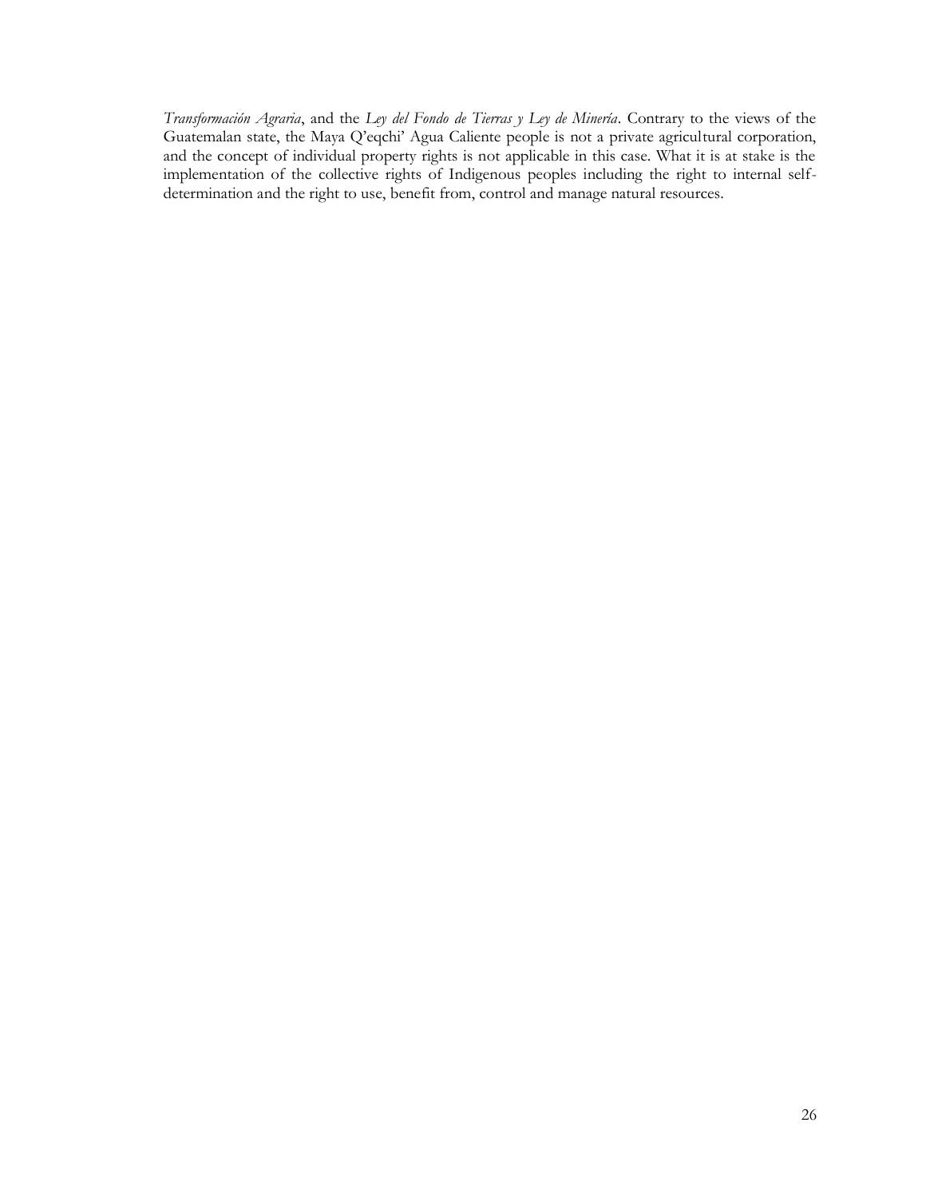*Transformación Agraria*, and the *Ley del Fondo de Tierras y Ley de Minería*. Contrary to the views of the Guatemalan state, the Maya Q'eqchi' Agua Caliente people is not a private agricultural corporation, and the concept of individual property rights is not applicable in this case. What it is at stake is the implementation of the collective rights of Indigenous peoples including the right to internal self-determination and the right to use, benefit from, control and manage natural resources.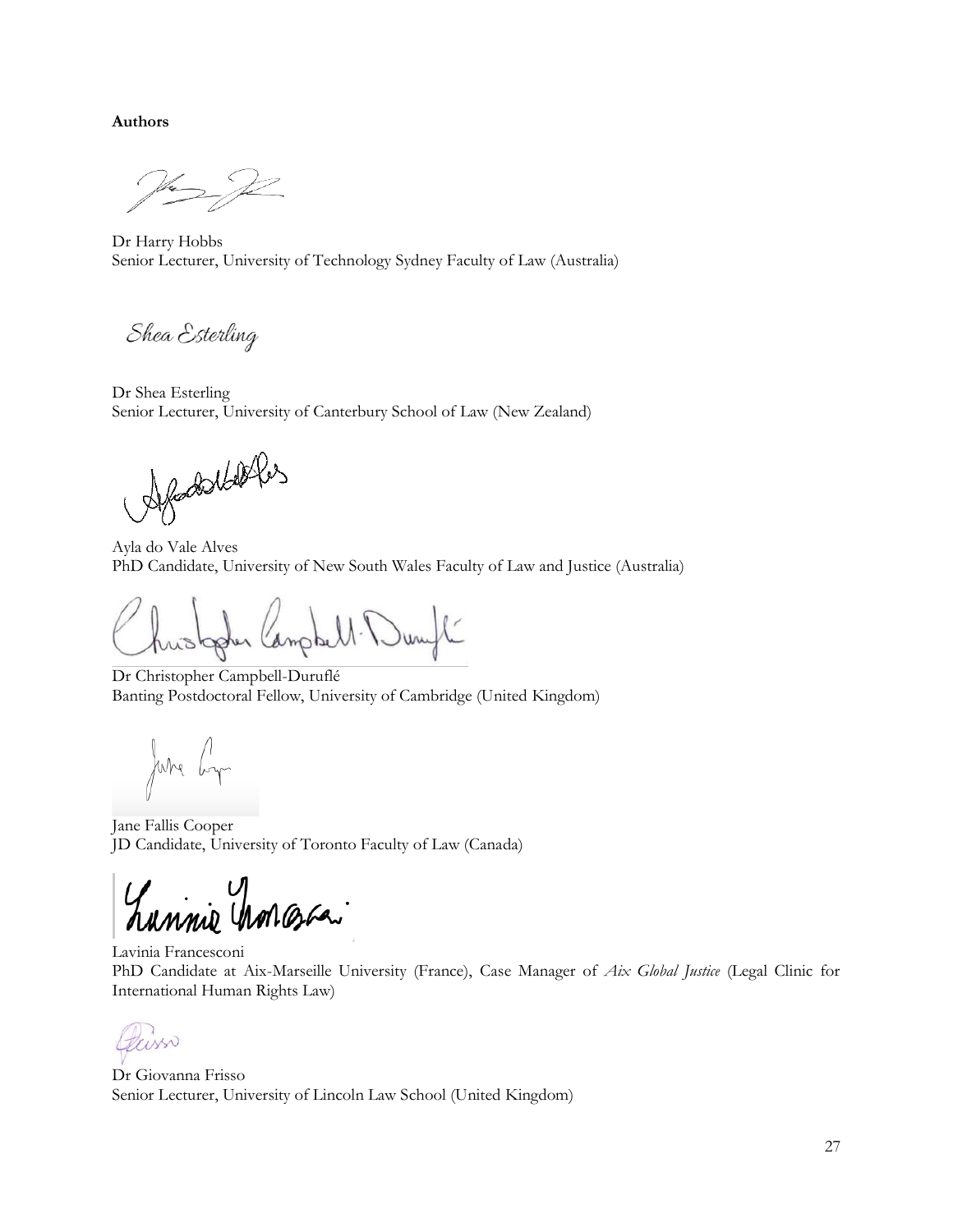**Authors**

Dr Harry Hobbs
Senior Lecturer, University of Technology Sydney Faculty of Law (Australia)

Dr Shea Esterling
Senior Lecturer, University of Canterbury School of Law (New Zealand)

Ayla do Vale Alves
PhD Candidate, University of New South Wales Faculty of Law and Justice (Australia)

Dr Christopher Campbell-Duruflé
Banting Postdoctoral Fellow, University of Cambridge (United Kingdom)

Jane Fallis Cooper
JD Candidate, University of Toronto Faculty of Law (Canada)

Lavinia Francesconi
PhD Candidate at Aix-Marseille University (France), Case Manager of *Aix Global Justice* (Legal Clinic for International Human Rights Law)

Dr Giovanna Frisso
Senior Lecturer, University of Lincoln Law School (United Kingdom)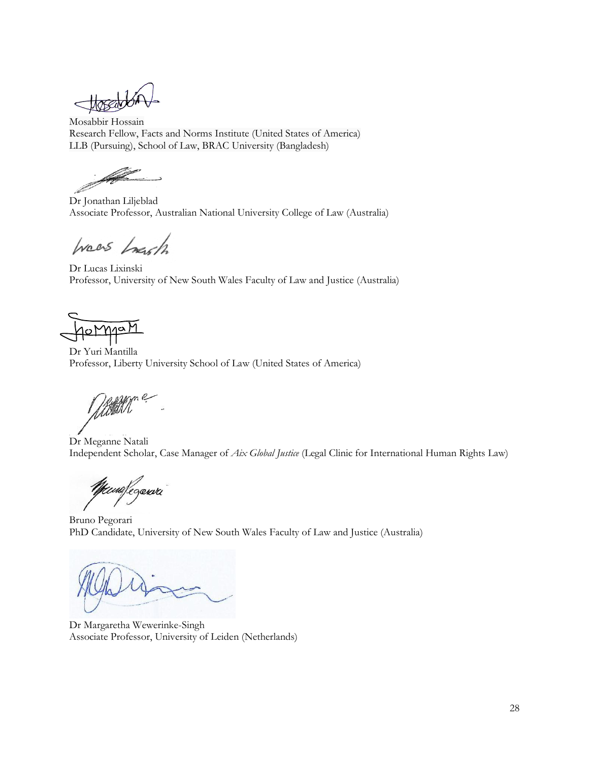Mosabbir Hossain
Research Fellow, Facts and Norms Institute (United States of America)
LLB (Pursuing), School of Law, BRAC University (Bangladesh)

Dr Jonathan Liljeblad
Associate Professor, Australian National University College of Law (Australia)

Dr Lucas Lixinski
Professor, University of New South Wales Faculty of Law and Justice (Australia)

Dr Yuri Mantilla
Professor, Liberty University School of Law (United States of America)

Dr Meganne Natali
Independent Scholar, Case Manager of *Aix Global Justice* (Legal Clinic for International Human Rights Law)

Bruno Pegorari
PhD Candidate, University of New South Wales Faculty of Law and Justice (Australia)

Dr Margaretha Wewerinke-Singh
Associate Professor, University of Leiden (Netherlands)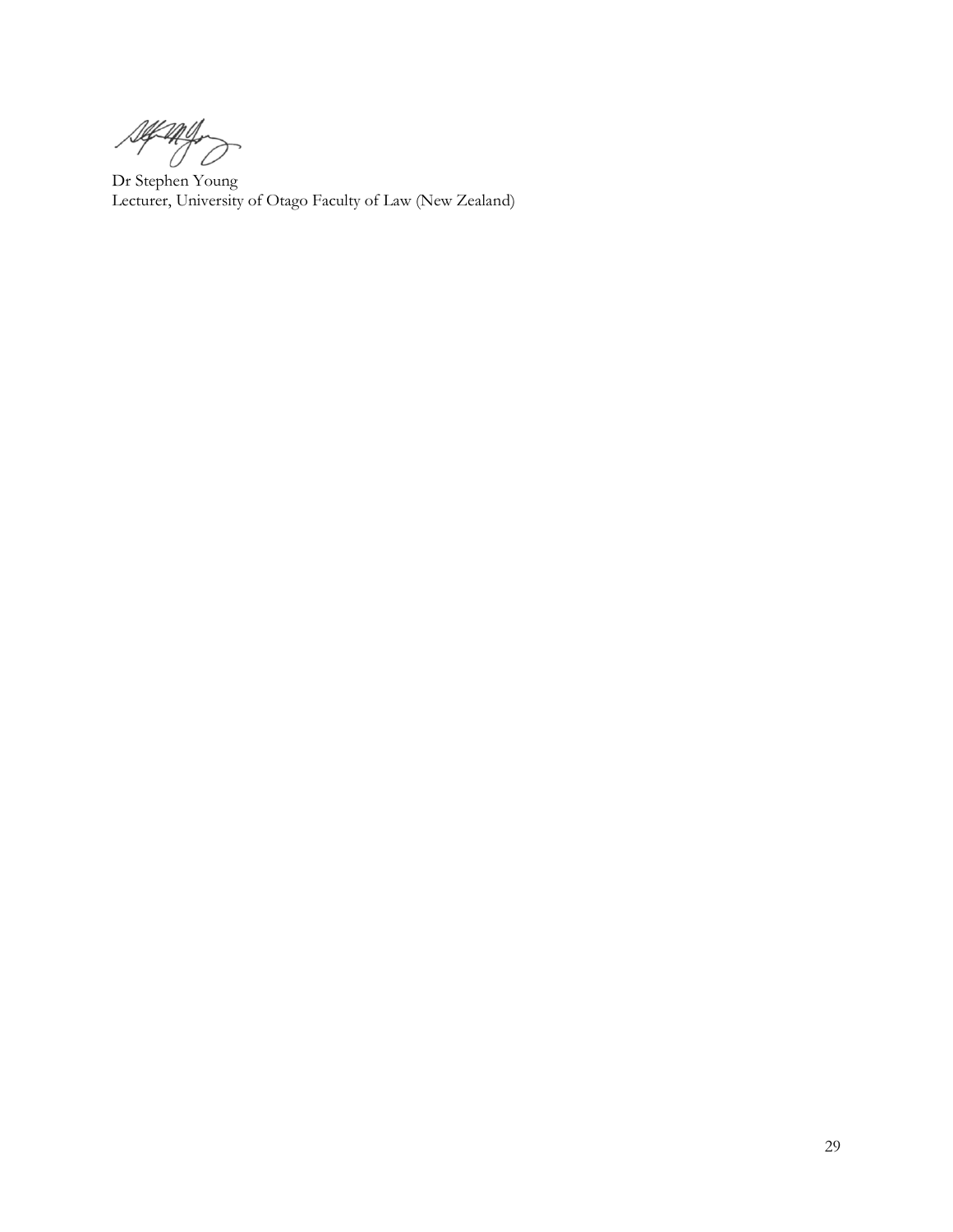Dr Stephen Young
Lecturer, University of Otago Faculty of Law (New Zealand)